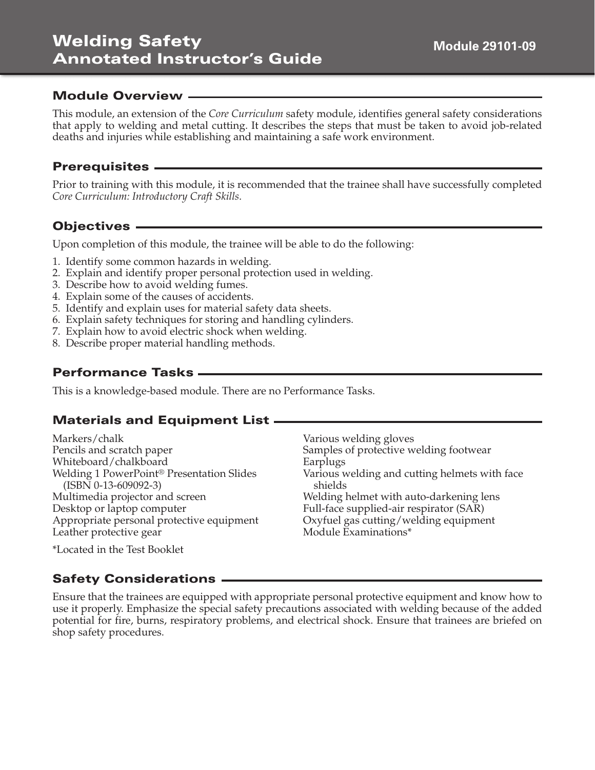# Welding Safety Annotated Instructor's Guide

**Module 29101-09**

## Module Overview

This module, an extension of the *Core Curriculum* safety module, identifies general safety considerations that apply to welding and metal cutting. It describes the steps that must be taken to avoid job-related deaths and injuries while establishing and maintaining a safe work environment.

## Prerequisites

Prior to training with this module, it is recommended that the trainee shall have successfully completed *Core Curriculum: Introductory Craft Skills*.

## Objectives

Upon completion of this module, the trainee will be able to do the following:

1. Identify some common hazards in welding.
2. Explain and identify proper personal protection used in welding.
3. Describe how to avoid welding fumes.
4. Explain some of the causes of accidents.
5. Identify and explain uses for material safety data sheets.
6. Explain safety techniques for storing and handling cylinders.
7. Explain how to avoid electric shock when welding.
8. Describe proper material handling methods.

## Performance Tasks

This is a knowledge-based module. There are no Performance Tasks.

## Materials and Equipment List

Markers/chalk
Pencils and scratch paper
Whiteboard/chalkboard
Welding 1 PowerPoint® Presentation Slides (ISBN 0-13-609092-3)
Multimedia projector and screen
Desktop or laptop computer
Appropriate personal protective equipment
Leather protective gear
Various welding gloves
Samples of protective welding footwear
Earplugs
Various welding and cutting helmets with face shields
Welding helmet with auto-darkening lens
Full-face supplied-air respirator (SAR)
Oxyfuel gas cutting/welding equipment
Module Examinations*

*Located in the Test Booklet

## Safety Considerations

Ensure that the trainees are equipped with appropriate personal protective equipment and know how to use it properly. Emphasize the special safety precautions associated with welding because of the added potential for fire, burns, respiratory problems, and electrical shock. Ensure that trainees are briefed on shop safety procedures.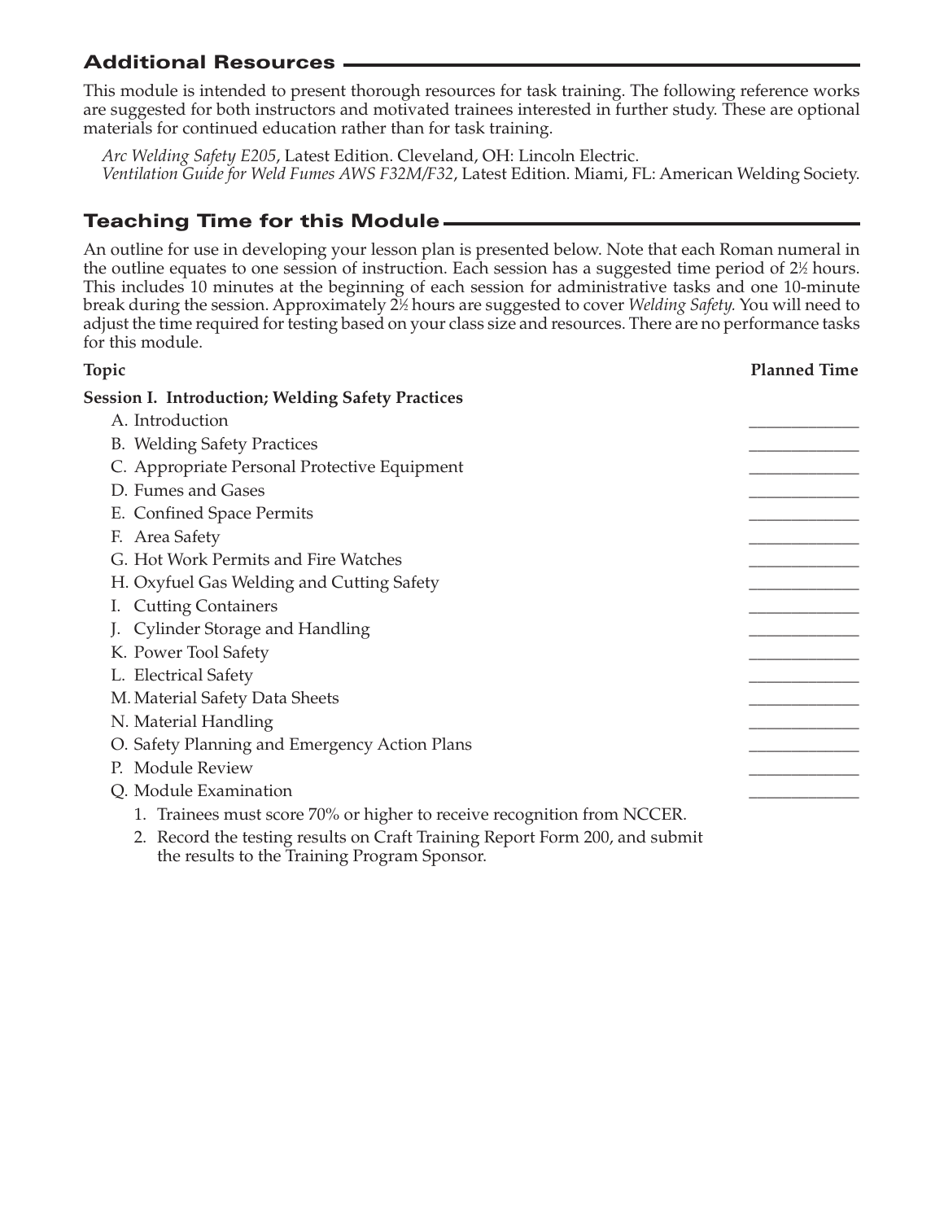## Additional Resources

This module is intended to present thorough resources for task training. The following reference works are suggested for both instructors and motivated trainees interested in further study. These are optional materials for continued education rather than for task training.

*Arc Welding Safety E205*, Latest Edition. Cleveland, OH: Lincoln Electric.
*Ventilation Guide for Weld Fumes AWS F32M/F32*, Latest Edition. Miami, FL: American Welding Society.

## Teaching Time for this Module

An outline for use in developing your lesson plan is presented below. Note that each Roman numeral in the outline equates to one session of instruction. Each session has a suggested time period of 2½ hours. This includes 10 minutes at the beginning of each session for administrative tasks and one 10-minute break during the session. Approximately 2½ hours are suggested to cover *Welding Safety.* You will need to adjust the time required for testing based on your class size and resources. There are no performance tasks for this module.

| Topic | Planned Time |
|---|---|
| **Session I. Introduction; Welding Safety Practices** | |
| A. Introduction | ____________ |
| B. Welding Safety Practices | ____________ |
| C. Appropriate Personal Protective Equipment | ____________ |
| D. Fumes and Gases | ____________ |
| E. Confined Space Permits | ____________ |
| F. Area Safety | ____________ |
| G. Hot Work Permits and Fire Watches | ____________ |
| H. Oxyfuel Gas Welding and Cutting Safety | ____________ |
| I. Cutting Containers | ____________ |
| J. Cylinder Storage and Handling | ____________ |
| K. Power Tool Safety | ____________ |
| L. Electrical Safety | ____________ |
| M. Material Safety Data Sheets | ____________ |
| N. Material Handling | ____________ |
| O. Safety Planning and Emergency Action Plans | ____________ |
| P. Module Review | ____________ |
| Q. Module Examination | ____________ |

1. Trainees must score 70% or higher to receive recognition from NCCER.
2. Record the testing results on Craft Training Report Form 200, and submit the results to the Training Program Sponsor.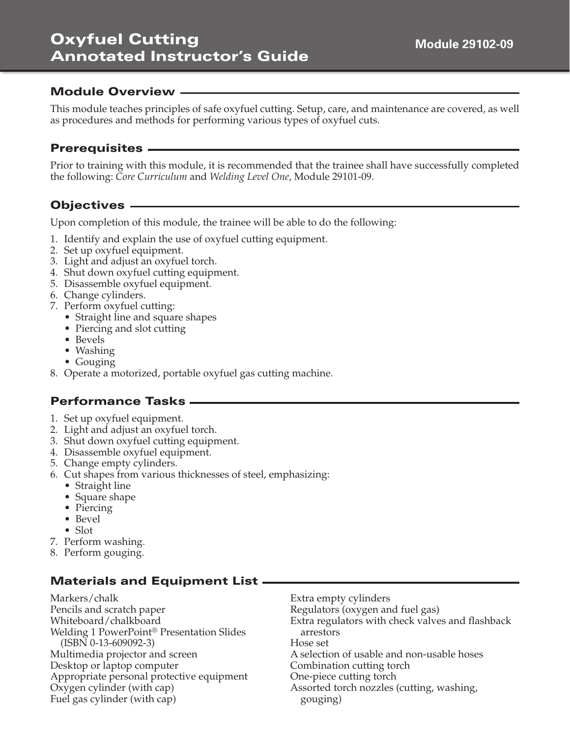# Oxyfuel Cutting Annotated Instructor's Guide

**Module 29102-09**

## Module Overview

This module teaches principles of safe oxyfuel cutting. Setup, care, and maintenance are covered, as well as procedures and methods for performing various types of oxyfuel cuts.

## Prerequisites

Prior to training with this module, it is recommended that the trainee shall have successfully completed the following: *Core Curriculum* and *Welding Level One*, Module 29101-09.

## Objectives

Upon completion of this module, the trainee will be able to do the following:

1. Identify and explain the use of oxyfuel cutting equipment.
2. Set up oxyfuel equipment.
3. Light and adjust an oxyfuel torch.
4. Shut down oxyfuel cutting equipment.
5. Disassemble oxyfuel equipment.
6. Change cylinders.
7. Perform oxyfuel cutting:
   - Straight line and square shapes
   - Piercing and slot cutting
   - Bevels
   - Washing
   - Gouging
8. Operate a motorized, portable oxyfuel gas cutting machine.

## Performance Tasks

1. Set up oxyfuel equipment.
2. Light and adjust an oxyfuel torch.
3. Shut down oxyfuel cutting equipment.
4. Disassemble oxyfuel equipment.
5. Change empty cylinders.
6. Cut shapes from various thicknesses of steel, emphasizing:
   - Straight line
   - Square shape
   - Piercing
   - Bevel
   - Slot
7. Perform washing.
8. Perform gouging.

## Materials and Equipment List

Markers/chalk
Pencils and scratch paper
Whiteboard/chalkboard
Welding 1 PowerPoint® Presentation Slides (ISBN 0-13-609092-3)
Multimedia projector and screen
Desktop or laptop computer
Appropriate personal protective equipment
Oxygen cylinder (with cap)
Fuel gas cylinder (with cap)
Extra empty cylinders
Regulators (oxygen and fuel gas)
Extra regulators with check valves and flashback arrestors
Hose set
A selection of usable and non-usable hoses
Combination cutting torch
One-piece cutting torch
Assorted torch nozzles (cutting, washing, gouging)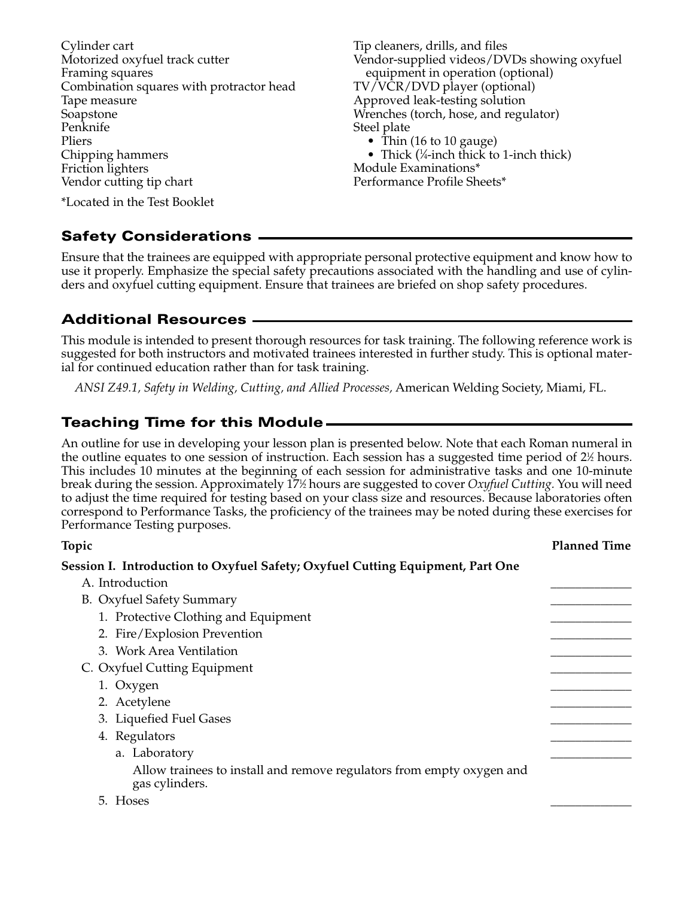Cylinder cart
Motorized oxyfuel track cutter
Framing squares
Combination squares with protractor head
Tape measure
Soapstone
Penknife
Pliers
Chipping hammers
Friction lighters
Vendor cutting tip chart
Tip cleaners, drills, and files
Vendor-supplied videos/DVDs showing oxyfuel equipment in operation (optional)
TV/VCR/DVD player (optional)
Approved leak-testing solution
Wrenches (torch, hose, and regulator)
Steel plate
- Thin (16 to 10 gauge)
- Thick (¼-inch thick to 1-inch thick)

Module Examinations*
Performance Profile Sheets*

*Located in the Test Booklet

## Safety Considerations

Ensure that the trainees are equipped with appropriate personal protective equipment and know how to use it properly. Emphasize the special safety precautions associated with the handling and use of cylinders and oxyfuel cutting equipment. Ensure that trainees are briefed on shop safety procedures.

## Additional Resources

This module is intended to present thorough resources for task training. The following reference work is suggested for both instructors and motivated trainees interested in further study. This is optional material for continued education rather than for task training.

*ANSI Z49.1, Safety in Welding, Cutting, and Allied Processes,* American Welding Society, Miami, FL.

## Teaching Time for this Module

An outline for use in developing your lesson plan is presented below. Note that each Roman numeral in the outline equates to one session of instruction. Each session has a suggested time period of 2½ hours. This includes 10 minutes at the beginning of each session for administrative tasks and one 10-minute break during the session. Approximately 17½ hours are suggested to cover *Oxyfuel Cutting.* You will need to adjust the time required for testing based on your class size and resources. Because laboratories often correspond to Performance Tasks, the proficiency of the trainees may be noted during these exercises for Performance Testing purposes.

| Topic | Planned Time |
|---|---|
| **Session I. Introduction to Oxyfuel Safety; Oxyfuel Cutting Equipment, Part One** | |
| A. Introduction | _____________ |
| B. Oxyfuel Safety Summary | _____________ |
| 1. Protective Clothing and Equipment | _____________ |
| 2. Fire/Explosion Prevention | _____________ |
| 3. Work Area Ventilation | _____________ |
| C. Oxyfuel Cutting Equipment | _____________ |
| 1. Oxygen | _____________ |
| 2. Acetylene | _____________ |
| 3. Liquefied Fuel Gases | _____________ |
| 4. Regulators | _____________ |
| a. Laboratory | _____________ |
| Allow trainees to install and remove regulators from empty oxygen and gas cylinders. | |
| 5. Hoses | _____________ |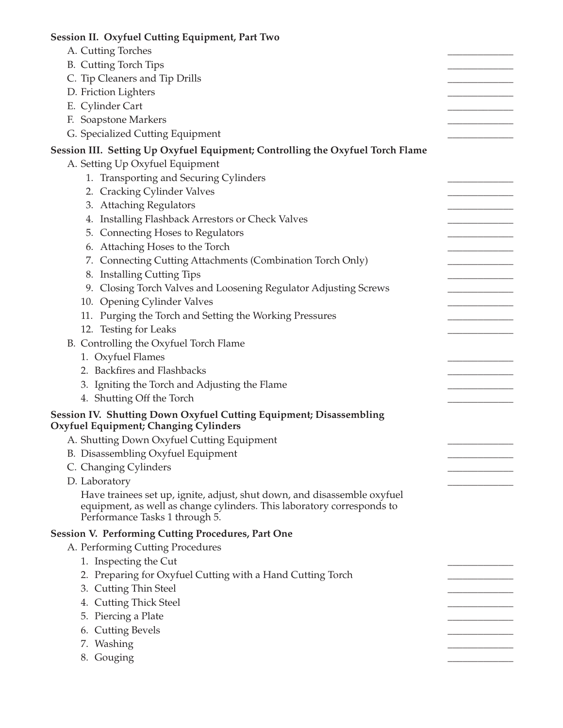**Session II. Oxyfuel Cutting Equipment, Part Two**

A. Cutting Torches ____________
B. Cutting Torch Tips ____________
C. Tip Cleaners and Tip Drills ____________
D. Friction Lighters ____________
E. Cylinder Cart ____________
F. Soapstone Markers ____________
G. Specialized Cutting Equipment ____________

**Session III. Setting Up Oxyfuel Equipment; Controlling the Oxyfuel Torch Flame**

A. Setting Up Oxyfuel Equipment
   1. Transporting and Securing Cylinders ____________
   2. Cracking Cylinder Valves ____________
   3. Attaching Regulators ____________
   4. Installing Flashback Arrestors or Check Valves ____________
   5. Connecting Hoses to Regulators ____________
   6. Attaching Hoses to the Torch ____________
   7. Connecting Cutting Attachments (Combination Torch Only) ____________
   8. Installing Cutting Tips ____________
   9. Closing Torch Valves and Loosening Regulator Adjusting Screws ____________
   10. Opening Cylinder Valves ____________
   11. Purging the Torch and Setting the Working Pressures ____________
   12. Testing for Leaks ____________
B. Controlling the Oxyfuel Torch Flame
   1. Oxyfuel Flames ____________
   2. Backfires and Flashbacks ____________
   3. Igniting the Torch and Adjusting the Flame ____________
   4. Shutting Off the Torch ____________

**Session IV. Shutting Down Oxyfuel Cutting Equipment; Disassembling Oxyfuel Equipment; Changing Cylinders**

A. Shutting Down Oxyfuel Cutting Equipment ____________
B. Disassembling Oxyfuel Equipment ____________
C. Changing Cylinders ____________
D. Laboratory ____________

   Have trainees set up, ignite, adjust, shut down, and disassemble oxyfuel equipment, as well as change cylinders. This laboratory corresponds to Performance Tasks 1 through 5.

**Session V. Performing Cutting Procedures, Part One**

A. Performing Cutting Procedures
   1. Inspecting the Cut ____________
   2. Preparing for Oxyfuel Cutting with a Hand Cutting Torch ____________
   3. Cutting Thin Steel ____________
   4. Cutting Thick Steel ____________
   5. Piercing a Plate ____________
   6. Cutting Bevels ____________
   7. Washing ____________
   8. Gouging ____________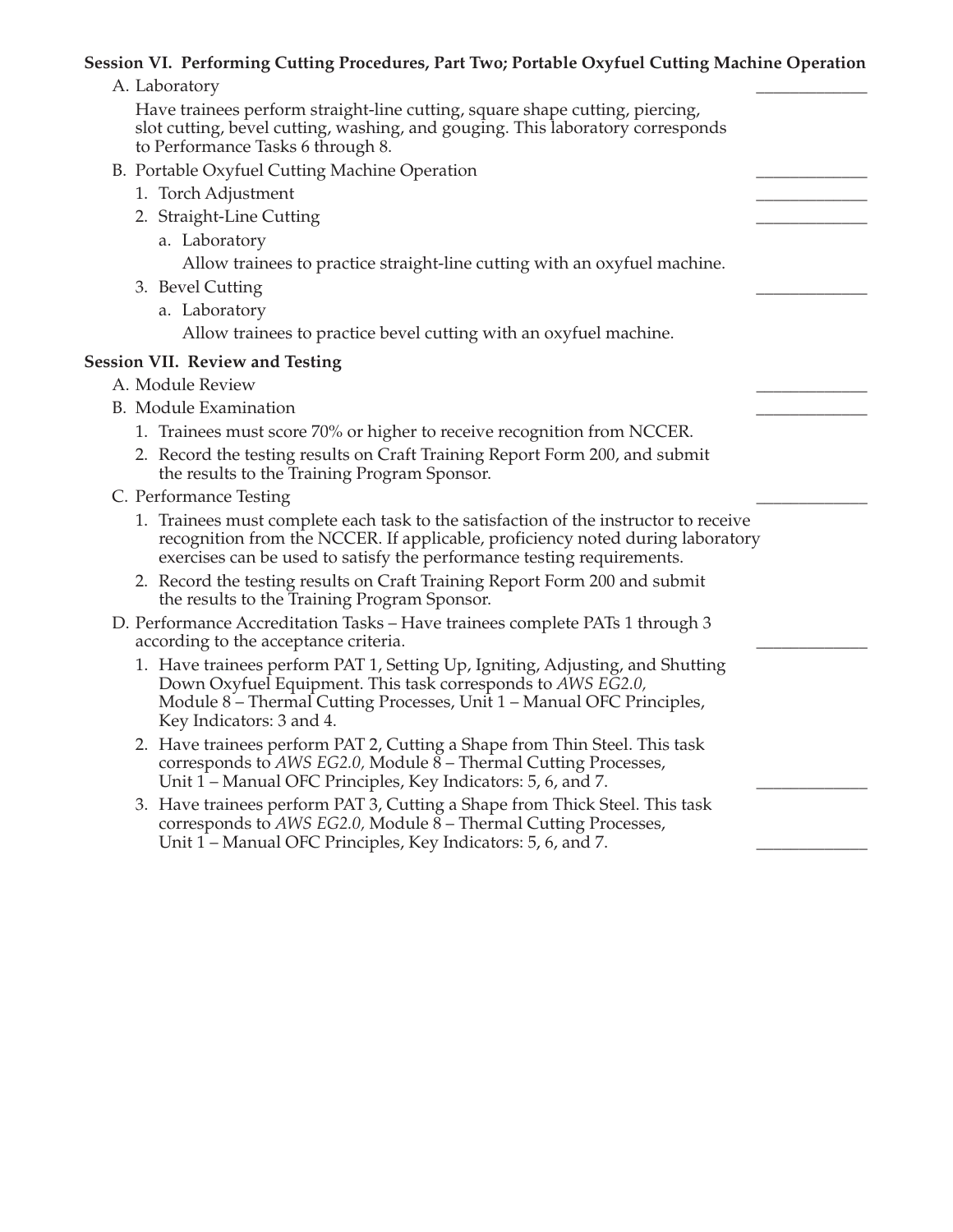**Session VI. Performing Cutting Procedures, Part Two; Portable Oxyfuel Cutting Machine Operation**

A. Laboratory \_\_\_\_\_\_\_\_\_\_\_\_\_

Have trainees perform straight-line cutting, square shape cutting, piercing, slot cutting, bevel cutting, washing, and gouging. This laboratory corresponds to Performance Tasks 6 through 8.

B. Portable Oxyfuel Cutting Machine Operation \_\_\_\_\_\_\_\_\_\_\_\_\_

1. Torch Adjustment \_\_\_\_\_\_\_\_\_\_\_\_\_
2. Straight-Line Cutting \_\_\_\_\_\_\_\_\_\_\_\_\_
   a. Laboratory

   Allow trainees to practice straight-line cutting with an oxyfuel machine.
3. Bevel Cutting \_\_\_\_\_\_\_\_\_\_\_\_\_
   a. Laboratory

   Allow trainees to practice bevel cutting with an oxyfuel machine.

**Session VII. Review and Testing**

A. Module Review \_\_\_\_\_\_\_\_\_\_\_\_\_

B. Module Examination \_\_\_\_\_\_\_\_\_\_\_\_\_

1. Trainees must score 70% or higher to receive recognition from NCCER.
2. Record the testing results on Craft Training Report Form 200, and submit the results to the Training Program Sponsor.

C. Performance Testing \_\_\_\_\_\_\_\_\_\_\_\_\_

1. Trainees must complete each task to the satisfaction of the instructor to receive recognition from the NCCER. If applicable, proficiency noted during laboratory exercises can be used to satisfy the performance testing requirements.
2. Record the testing results on Craft Training Report Form 200 and submit the results to the Training Program Sponsor.

D. Performance Accreditation Tasks – Have trainees complete PATs 1 through 3 according to the acceptance criteria. \_\_\_\_\_\_\_\_\_\_\_\_\_

1. Have trainees perform PAT 1, Setting Up, Igniting, Adjusting, and Shutting Down Oxyfuel Equipment. This task corresponds to *AWS EG2.0,* Module 8 – Thermal Cutting Processes, Unit 1 – Manual OFC Principles, Key Indicators: 3 and 4.
2. Have trainees perform PAT 2, Cutting a Shape from Thin Steel. This task corresponds to *AWS EG2.0,* Module 8 – Thermal Cutting Processes, Unit 1 – Manual OFC Principles, Key Indicators: 5, 6, and 7. \_\_\_\_\_\_\_\_\_\_\_\_\_
3. Have trainees perform PAT 3, Cutting a Shape from Thick Steel. This task corresponds to *AWS EG2.0,* Module 8 – Thermal Cutting Processes, Unit 1 – Manual OFC Principles, Key Indicators: 5, 6, and 7. \_\_\_\_\_\_\_\_\_\_\_\_\_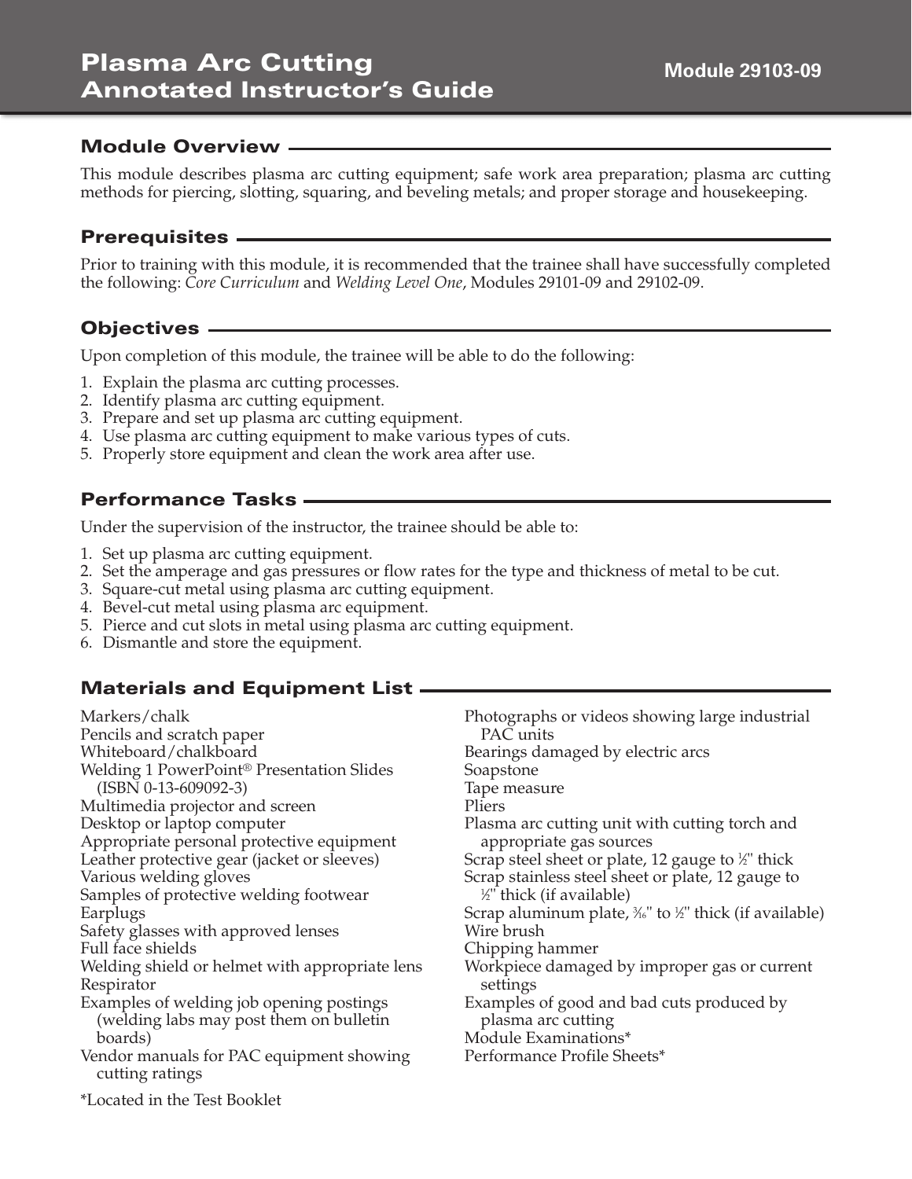# Plasma Arc Cutting Annotated Instructor's Guide

**Module 29103-09**

## Module Overview

This module describes plasma arc cutting equipment; safe work area preparation; plasma arc cutting methods for piercing, slotting, squaring, and beveling metals; and proper storage and housekeeping.

## Prerequisites

Prior to training with this module, it is recommended that the trainee shall have successfully completed the following: *Core Curriculum* and *Welding Level One*, Modules 29101-09 and 29102-09.

## Objectives

Upon completion of this module, the trainee will be able to do the following:

1. Explain the plasma arc cutting processes.
2. Identify plasma arc cutting equipment.
3. Prepare and set up plasma arc cutting equipment.
4. Use plasma arc cutting equipment to make various types of cuts.
5. Properly store equipment and clean the work area after use.

## Performance Tasks

Under the supervision of the instructor, the trainee should be able to:

1. Set up plasma arc cutting equipment.
2. Set the amperage and gas pressures or flow rates for the type and thickness of metal to be cut.
3. Square-cut metal using plasma arc cutting equipment.
4. Bevel-cut metal using plasma arc equipment.
5. Pierce and cut slots in metal using plasma arc cutting equipment.
6. Dismantle and store the equipment.

## Materials and Equipment List

Markers/chalk
Pencils and scratch paper
Whiteboard/chalkboard
Welding 1 PowerPoint® Presentation Slides (ISBN 0-13-609092-3)
Multimedia projector and screen
Desktop or laptop computer
Appropriate personal protective equipment
Leather protective gear (jacket or sleeves)
Various welding gloves
Samples of protective welding footwear
Earplugs
Safety glasses with approved lenses
Full face shields
Welding shield or helmet with appropriate lens
Respirator
Examples of welding job opening postings (welding labs may post them on bulletin boards)
Vendor manuals for PAC equipment showing cutting ratings
Photographs or videos showing large industrial PAC units
Bearings damaged by electric arcs
Soapstone
Tape measure
Pliers
Plasma arc cutting unit with cutting torch and appropriate gas sources
Scrap steel sheet or plate, 12 gauge to ½" thick
Scrap stainless steel sheet or plate, 12 gauge to ½" thick (if available)
Scrap aluminum plate, 3⁄16" to ½" thick (if available)
Wire brush
Chipping hammer
Workpiece damaged by improper gas or current settings
Examples of good and bad cuts produced by plasma arc cutting
Module Examinations*
Performance Profile Sheets*

*Located in the Test Booklet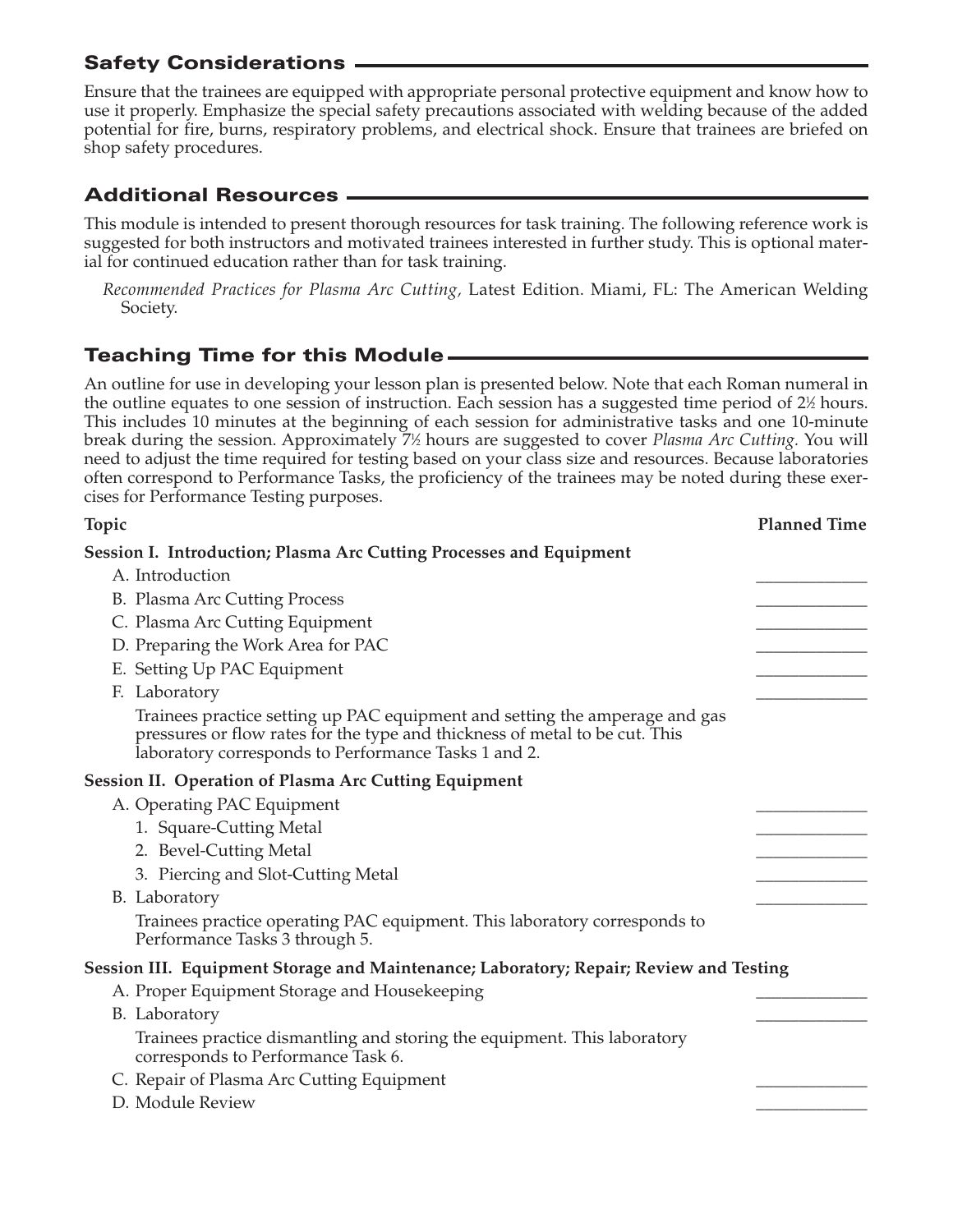## Safety Considerations

Ensure that the trainees are equipped with appropriate personal protective equipment and know how to use it properly. Emphasize the special safety precautions associated with welding because of the added potential for fire, burns, respiratory problems, and electrical shock. Ensure that trainees are briefed on shop safety procedures.

## Additional Resources

This module is intended to present thorough resources for task training. The following reference work is suggested for both instructors and motivated trainees interested in further study. This is optional material for continued education rather than for task training.

*Recommended Practices for Plasma Arc Cutting,* Latest Edition. Miami, FL: The American Welding Society.

## Teaching Time for this Module

An outline for use in developing your lesson plan is presented below. Note that each Roman numeral in the outline equates to one session of instruction. Each session has a suggested time period of 2½ hours. This includes 10 minutes at the beginning of each session for administrative tasks and one 10-minute break during the session. Approximately 7½ hours are suggested to cover *Plasma Arc Cutting.* You will need to adjust the time required for testing based on your class size and resources. Because laboratories often correspond to Performance Tasks, the proficiency of the trainees may be noted during these exercises for Performance Testing purposes.

| Topic | Planned Time |
|---|---|
| **Session I. Introduction; Plasma Arc Cutting Processes and Equipment** | |
| A. Introduction | _____________ |
| B. Plasma Arc Cutting Process | _____________ |
| C. Plasma Arc Cutting Equipment | _____________ |
| D. Preparing the Work Area for PAC | _____________ |
| E. Setting Up PAC Equipment | _____________ |
| F. Laboratory | _____________ |
| Trainees practice setting up PAC equipment and setting the amperage and gas pressures or flow rates for the type and thickness of metal to be cut. This laboratory corresponds to Performance Tasks 1 and 2. | |
| **Session II. Operation of Plasma Arc Cutting Equipment** | |
| A. Operating PAC Equipment | _____________ |
| 1. Square-Cutting Metal | _____________ |
| 2. Bevel-Cutting Metal | _____________ |
| 3. Piercing and Slot-Cutting Metal | _____________ |
| B. Laboratory | _____________ |
| Trainees practice operating PAC equipment. This laboratory corresponds to Performance Tasks 3 through 5. | |
| **Session III. Equipment Storage and Maintenance; Laboratory; Repair; Review and Testing** | |
| A. Proper Equipment Storage and Housekeeping | _____________ |
| B. Laboratory | _____________ |
| Trainees practice dismantling and storing the equipment. This laboratory corresponds to Performance Task 6. | |
| C. Repair of Plasma Arc Cutting Equipment | _____________ |
| D. Module Review | _____________ |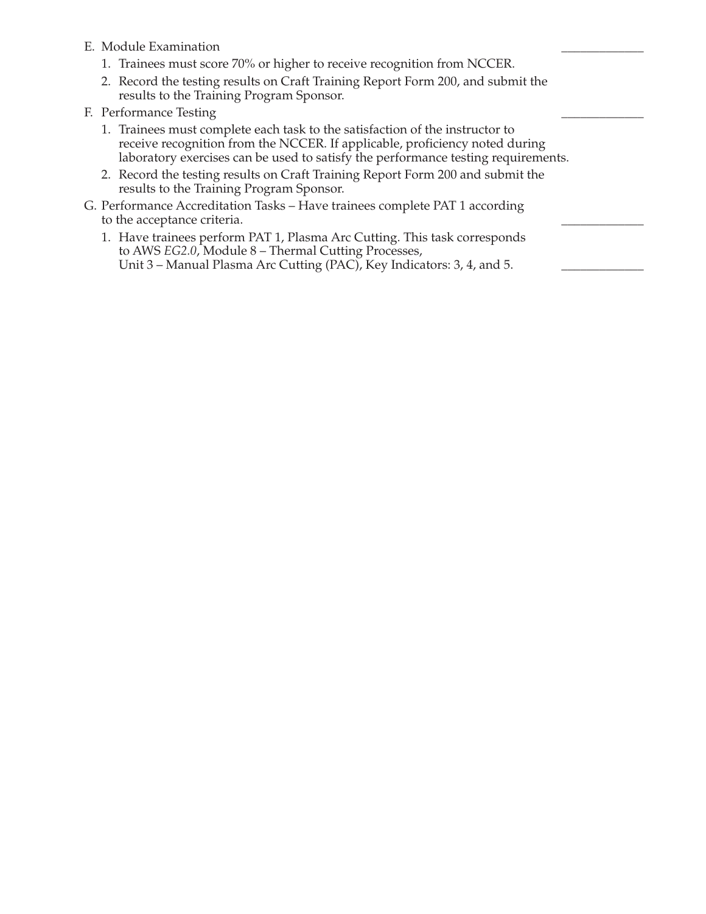E. Module Examination _____________

1. Trainees must score 70% or higher to receive recognition from NCCER.
2. Record the testing results on Craft Training Report Form 200, and submit the results to the Training Program Sponsor.

F. Performance Testing _____________

1. Trainees must complete each task to the satisfaction of the instructor to receive recognition from the NCCER. If applicable, proficiency noted during laboratory exercises can be used to satisfy the performance testing requirements.
2. Record the testing results on Craft Training Report Form 200 and submit the results to the Training Program Sponsor.

G. Performance Accreditation Tasks – Have trainees complete PAT 1 according to the acceptance criteria. _____________

1. Have trainees perform PAT 1, Plasma Arc Cutting. This task corresponds to AWS *EG2.0*, Module 8 – Thermal Cutting Processes, Unit 3 – Manual Plasma Arc Cutting (PAC), Key Indicators: 3, 4, and 5. _____________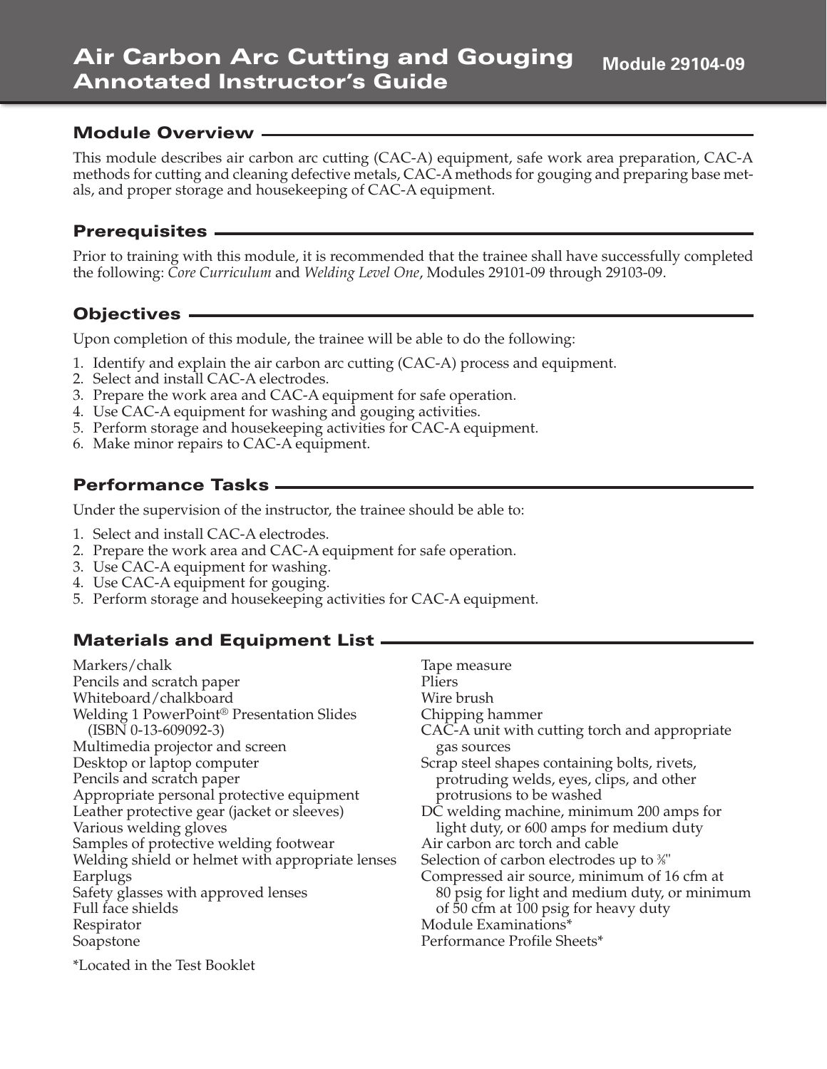# Air Carbon Arc Cutting and Gouging Annotated Instructor's Guide

**Module 29104-09**

## Module Overview

This module describes air carbon arc cutting (CAC-A) equipment, safe work area preparation, CAC-A methods for cutting and cleaning defective metals, CAC-A methods for gouging and preparing base metals, and proper storage and housekeeping of CAC-A equipment.

## Prerequisites

Prior to training with this module, it is recommended that the trainee shall have successfully completed the following: *Core Curriculum* and *Welding Level One*, Modules 29101-09 through 29103-09.

## Objectives

Upon completion of this module, the trainee will be able to do the following:

1. Identify and explain the air carbon arc cutting (CAC-A) process and equipment.
2. Select and install CAC-A electrodes.
3. Prepare the work area and CAC-A equipment for safe operation.
4. Use CAC-A equipment for washing and gouging activities.
5. Perform storage and housekeeping activities for CAC-A equipment.
6. Make minor repairs to CAC-A equipment.

## Performance Tasks

Under the supervision of the instructor, the trainee should be able to:

1. Select and install CAC-A electrodes.
2. Prepare the work area and CAC-A equipment for safe operation.
3. Use CAC-A equipment for washing.
4. Use CAC-A equipment for gouging.
5. Perform storage and housekeeping activities for CAC-A equipment.

## Materials and Equipment List

Markers/chalk
Pencils and scratch paper
Whiteboard/chalkboard
Welding 1 PowerPoint® Presentation Slides (ISBN 0-13-609092-3)
Multimedia projector and screen
Desktop or laptop computer
Pencils and scratch paper
Appropriate personal protective equipment
Leather protective gear (jacket or sleeves)
Various welding gloves
Samples of protective welding footwear
Welding shield or helmet with appropriate lenses
Earplugs
Safety glasses with approved lenses
Full face shields
Respirator
Soapstone
Tape measure
Pliers
Wire brush
Chipping hammer
CAC-A unit with cutting torch and appropriate gas sources
Scrap steel shapes containing bolts, rivets, protruding welds, eyes, clips, and other protrusions to be washed
DC welding machine, minimum 200 amps for light duty, or 600 amps for medium duty
Air carbon arc torch and cable
Selection of carbon electrodes up to ⅜"
Compressed air source, minimum of 16 cfm at 80 psig for light and medium duty, or minimum of 50 cfm at 100 psig for heavy duty
Module Examinations*
Performance Profile Sheets*

*Located in the Test Booklet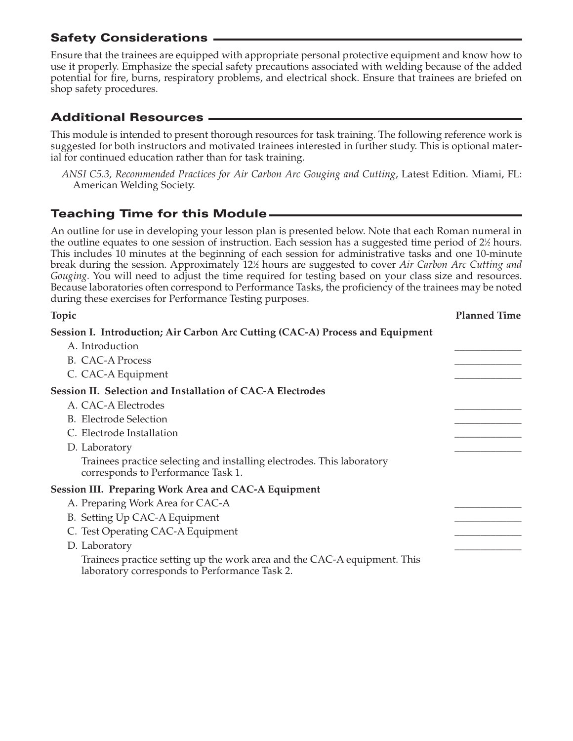## Safety Considerations

Ensure that the trainees are equipped with appropriate personal protective equipment and know how to use it properly. Emphasize the special safety precautions associated with welding because of the added potential for fire, burns, respiratory problems, and electrical shock. Ensure that trainees are briefed on shop safety procedures.

## Additional Resources

This module is intended to present thorough resources for task training. The following reference work is suggested for both instructors and motivated trainees interested in further study. This is optional material for continued education rather than for task training.

*ANSI C5.3, Recommended Practices for Air Carbon Arc Gouging and Cutting*, Latest Edition. Miami, FL: American Welding Society.

## Teaching Time for this Module

An outline for use in developing your lesson plan is presented below. Note that each Roman numeral in the outline equates to one session of instruction. Each session has a suggested time period of 2½ hours. This includes 10 minutes at the beginning of each session for administrative tasks and one 10-minute break during the session. Approximately 12½ hours are suggested to cover *Air Carbon Arc Cutting and Gouging*. You will need to adjust the time required for testing based on your class size and resources. Because laboratories often correspond to Performance Tasks, the proficiency of the trainees may be noted during these exercises for Performance Testing purposes.

| Topic | Planned Time |
|---|---|
| **Session I. Introduction; Air Carbon Arc Cutting (CAC-A) Process and Equipment** | |
| A. Introduction | _____________ |
| B. CAC-A Process | _____________ |
| C. CAC-A Equipment | _____________ |
| **Session II. Selection and Installation of CAC-A Electrodes** | |
| A. CAC-A Electrodes | _____________ |
| B. Electrode Selection | _____________ |
| C. Electrode Installation | _____________ |
| D. Laboratory<br>Trainees practice selecting and installing electrodes. This laboratory corresponds to Performance Task 1. | _____________ |
| **Session III. Preparing Work Area and CAC-A Equipment** | |
| A. Preparing Work Area for CAC-A | _____________ |
| B. Setting Up CAC-A Equipment | _____________ |
| C. Test Operating CAC-A Equipment | _____________ |
| D. Laboratory<br>Trainees practice setting up the work area and the CAC-A equipment. This laboratory corresponds to Performance Task 2. | _____________ |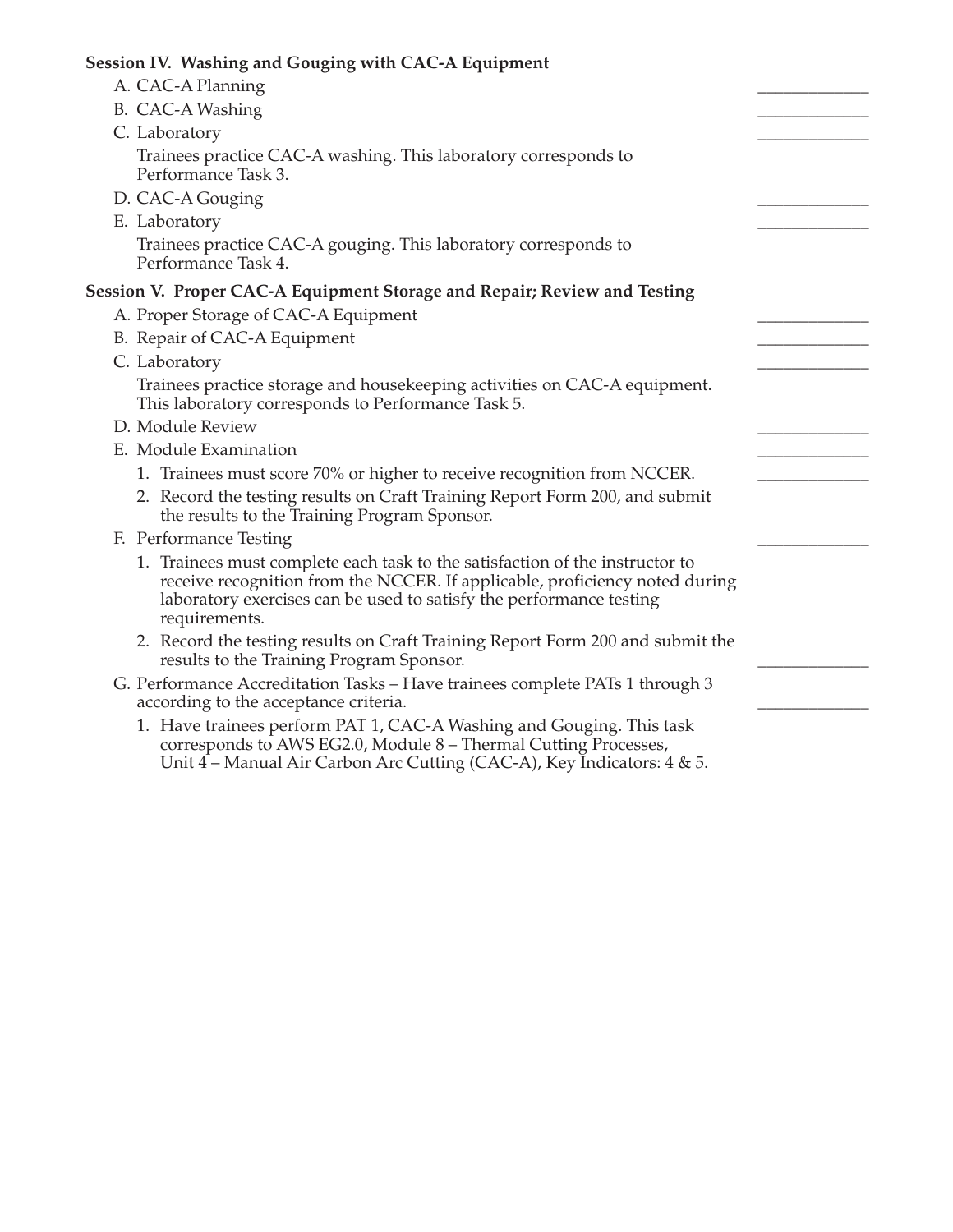**Session IV. Washing and Gouging with CAC-A Equipment**

A. CAC-A Planning _____________

B. CAC-A Washing _____________

C. Laboratory _____________

Trainees practice CAC-A washing. This laboratory corresponds to Performance Task 3.

D. CAC-A Gouging _____________

E. Laboratory _____________

Trainees practice CAC-A gouging. This laboratory corresponds to Performance Task 4.

**Session V. Proper CAC-A Equipment Storage and Repair; Review and Testing**

A. Proper Storage of CAC-A Equipment _____________

B. Repair of CAC-A Equipment _____________

C. Laboratory _____________

Trainees practice storage and housekeeping activities on CAC-A equipment. This laboratory corresponds to Performance Task 5.

D. Module Review _____________

E. Module Examination _____________

1. Trainees must score 70% or higher to receive recognition from NCCER. _____________
2. Record the testing results on Craft Training Report Form 200, and submit the results to the Training Program Sponsor.

F. Performance Testing _____________

1. Trainees must complete each task to the satisfaction of the instructor to receive recognition from the NCCER. If applicable, proficiency noted during laboratory exercises can be used to satisfy the performance testing requirements.
2. Record the testing results on Craft Training Report Form 200 and submit the results to the Training Program Sponsor. _____________

G. Performance Accreditation Tasks – Have trainees complete PATs 1 through 3 according to the acceptance criteria. _____________

1. Have trainees perform PAT 1, CAC-A Washing and Gouging. This task corresponds to AWS EG2.0, Module 8 – Thermal Cutting Processes, Unit 4 – Manual Air Carbon Arc Cutting (CAC-A), Key Indicators: 4 & 5.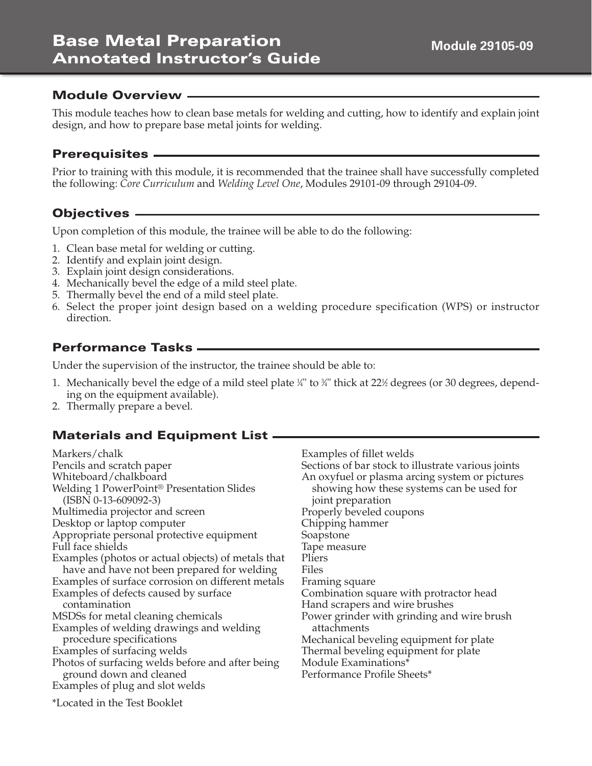# Base Metal Preparation Annotated Instructor's Guide

**Module 29105-09**

## Module Overview

This module teaches how to clean base metals for welding and cutting, how to identify and explain joint design, and how to prepare base metal joints for welding.

## Prerequisites

Prior to training with this module, it is recommended that the trainee shall have successfully completed the following: *Core Curriculum* and *Welding Level One*, Modules 29101-09 through 29104-09.

## Objectives

Upon completion of this module, the trainee will be able to do the following:

1. Clean base metal for welding or cutting.
2. Identify and explain joint design.
3. Explain joint design considerations.
4. Mechanically bevel the edge of a mild steel plate.
5. Thermally bevel the end of a mild steel plate.
6. Select the proper joint design based on a welding procedure specification (WPS) or instructor direction.

## Performance Tasks

Under the supervision of the instructor, the trainee should be able to:

1. Mechanically bevel the edge of a mild steel plate ¼" to ¾" thick at 22½ degrees (or 30 degrees, depending on the equipment available).
2. Thermally prepare a bevel.

## Materials and Equipment List

Markers/chalk
Pencils and scratch paper
Whiteboard/chalkboard
Welding 1 PowerPoint® Presentation Slides (ISBN 0-13-609092-3)
Multimedia projector and screen
Desktop or laptop computer
Appropriate personal protective equipment
Full face shields
Examples (photos or actual objects) of metals that have and have not been prepared for welding
Examples of surface corrosion on different metals
Examples of defects caused by surface contamination
MSDSs for metal cleaning chemicals
Examples of welding drawings and welding procedure specifications
Examples of surfacing welds
Photos of surfacing welds before and after being ground down and cleaned
Examples of plug and slot welds
Examples of fillet welds
Sections of bar stock to illustrate various joints
An oxyfuel or plasma arcing system or pictures showing how these systems can be used for joint preparation
Properly beveled coupons
Chipping hammer
Soapstone
Tape measure
Pliers
Files
Framing square
Combination square with protractor head
Hand scrapers and wire brushes
Power grinder with grinding and wire brush attachments
Mechanical beveling equipment for plate
Thermal beveling equipment for plate
Module Examinations*
Performance Profile Sheets*

*Located in the Test Booklet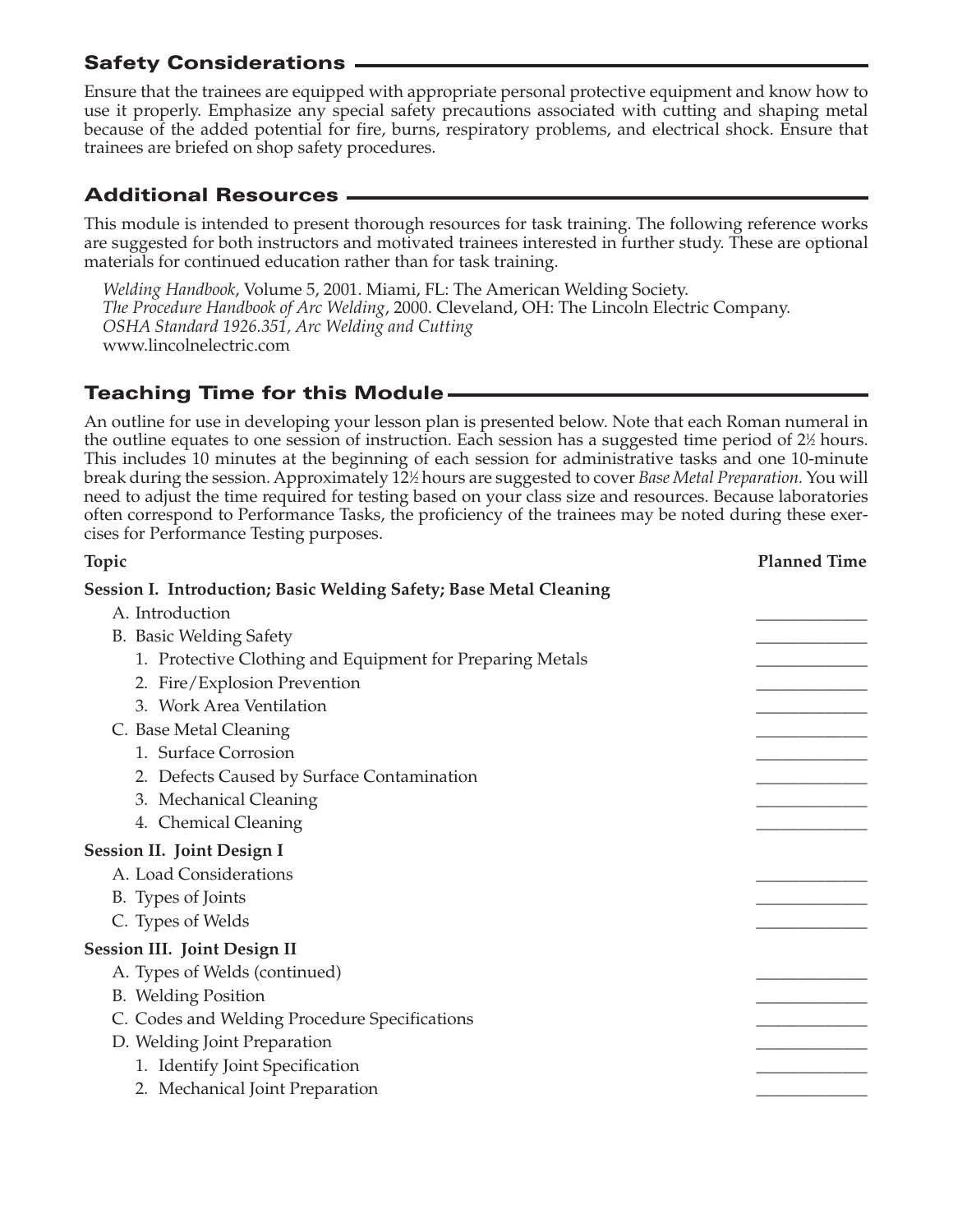## Safety Considerations

Ensure that the trainees are equipped with appropriate personal protective equipment and know how to use it properly. Emphasize any special safety precautions associated with cutting and shaping metal because of the added potential for fire, burns, respiratory problems, and electrical shock. Ensure that trainees are briefed on shop safety procedures.

## Additional Resources

This module is intended to present thorough resources for task training. The following reference works are suggested for both instructors and motivated trainees interested in further study. These are optional materials for continued education rather than for task training.

*Welding Handbook*, Volume 5, 2001. Miami, FL: The American Welding Society.
*The Procedure Handbook of Arc Welding*, 2000. Cleveland, OH: The Lincoln Electric Company.
*OSHA Standard 1926.351, Arc Welding and Cutting*
www.lincolnelectric.com

## Teaching Time for this Module

An outline for use in developing your lesson plan is presented below. Note that each Roman numeral in the outline equates to one session of instruction. Each session has a suggested time period of 2½ hours. This includes 10 minutes at the beginning of each session for administrative tasks and one 10-minute break during the session. Approximately 12½ hours are suggested to cover *Base Metal Preparation.* You will need to adjust the time required for testing based on your class size and resources. Because laboratories often correspond to Performance Tasks, the proficiency of the trainees may be noted during these exercises for Performance Testing purposes.

| Topic | Planned Time |
|---|---|
| **Session I. Introduction; Basic Welding Safety; Base Metal Cleaning** | |
| A. Introduction | ____________ |
| B. Basic Welding Safety | ____________ |
| 1. Protective Clothing and Equipment for Preparing Metals | ____________ |
| 2. Fire/Explosion Prevention | ____________ |
| 3. Work Area Ventilation | ____________ |
| C. Base Metal Cleaning | ____________ |
| 1. Surface Corrosion | ____________ |
| 2. Defects Caused by Surface Contamination | ____________ |
| 3. Mechanical Cleaning | ____________ |
| 4. Chemical Cleaning | ____________ |
| **Session II. Joint Design I** | |
| A. Load Considerations | ____________ |
| B. Types of Joints | ____________ |
| C. Types of Welds | ____________ |
| **Session III. Joint Design II** | |
| A. Types of Welds (continued) | ____________ |
| B. Welding Position | ____________ |
| C. Codes and Welding Procedure Specifications | ____________ |
| D. Welding Joint Preparation | ____________ |
| 1. Identify Joint Specification | ____________ |
| 2. Mechanical Joint Preparation | ____________ |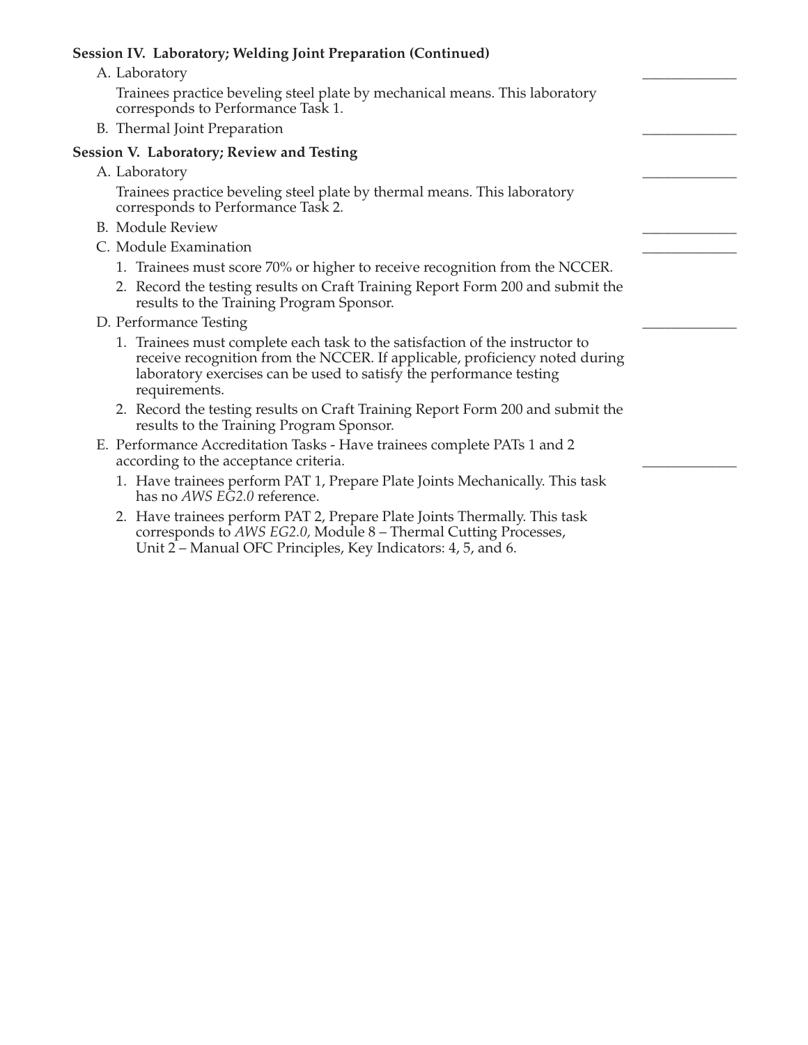**Session IV. Laboratory; Welding Joint Preparation (Continued)**

A. Laboratory _____________

Trainees practice beveling steel plate by mechanical means. This laboratory corresponds to Performance Task 1.

B. Thermal Joint Preparation _____________

**Session V. Laboratory; Review and Testing**

A. Laboratory _____________

Trainees practice beveling steel plate by thermal means. This laboratory corresponds to Performance Task 2.

B. Module Review _____________

C. Module Examination _____________

1. Trainees must score 70% or higher to receive recognition from the NCCER.
2. Record the testing results on Craft Training Report Form 200 and submit the results to the Training Program Sponsor.

D. Performance Testing _____________

1. Trainees must complete each task to the satisfaction of the instructor to receive recognition from the NCCER. If applicable, proficiency noted during laboratory exercises can be used to satisfy the performance testing requirements.
2. Record the testing results on Craft Training Report Form 200 and submit the results to the Training Program Sponsor.

E. Performance Accreditation Tasks - Have trainees complete PATs 1 and 2 according to the acceptance criteria. _____________

1. Have trainees perform PAT 1, Prepare Plate Joints Mechanically. This task has no *AWS EG2.0* reference.
2. Have trainees perform PAT 2, Prepare Plate Joints Thermally. This task corresponds to *AWS EG2.0,* Module 8 – Thermal Cutting Processes, Unit 2 – Manual OFC Principles, Key Indicators: 4, 5, and 6.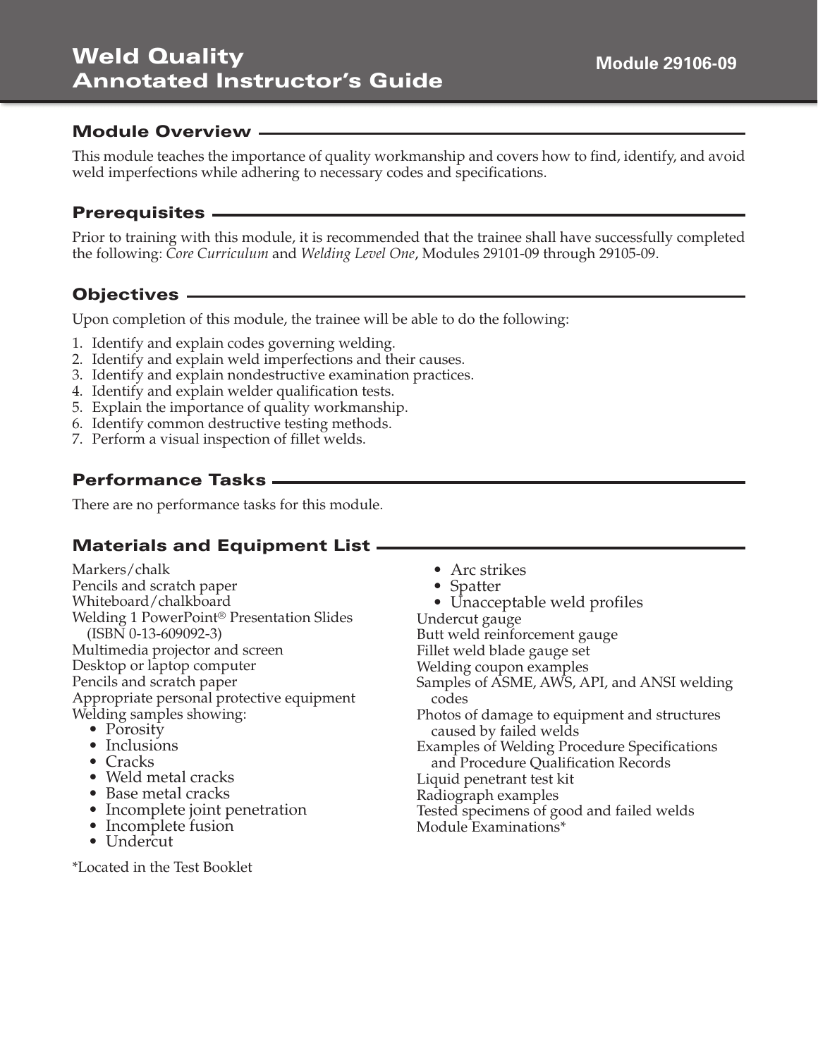# Weld Quality
# Annotated Instructor's Guide

**Module 29106-09**

## Module Overview

This module teaches the importance of quality workmanship and covers how to find, identify, and avoid weld imperfections while adhering to necessary codes and specifications.

## Prerequisites

Prior to training with this module, it is recommended that the trainee shall have successfully completed the following: *Core Curriculum* and *Welding Level One*, Modules 29101-09 through 29105-09.

## Objectives

Upon completion of this module, the trainee will be able to do the following:

1. Identify and explain codes governing welding.
2. Identify and explain weld imperfections and their causes.
3. Identify and explain nondestructive examination practices.
4. Identify and explain welder qualification tests.
5. Explain the importance of quality workmanship.
6. Identify common destructive testing methods.
7. Perform a visual inspection of fillet welds.

## Performance Tasks

There are no performance tasks for this module.

## Materials and Equipment List

Markers/chalk
Pencils and scratch paper
Whiteboard/chalkboard
Welding 1 PowerPoint® Presentation Slides (ISBN 0-13-609092-3)
Multimedia projector and screen
Desktop or laptop computer
Pencils and scratch paper
Appropriate personal protective equipment
Welding samples showing:

- Porosity
- Inclusions
- Cracks
- Weld metal cracks
- Base metal cracks
- Incomplete joint penetration
- Incomplete fusion
- Undercut
- Arc strikes
- Spatter
- Unacceptable weld profiles

Undercut gauge
Butt weld reinforcement gauge
Fillet weld blade gauge set
Welding coupon examples
Samples of ASME, AWS, API, and ANSI welding codes
Photos of damage to equipment and structures caused by failed welds
Examples of Welding Procedure Specifications and Procedure Qualification Records
Liquid penetrant test kit
Radiograph examples
Tested specimens of good and failed welds
Module Examinations*

*Located in the Test Booklet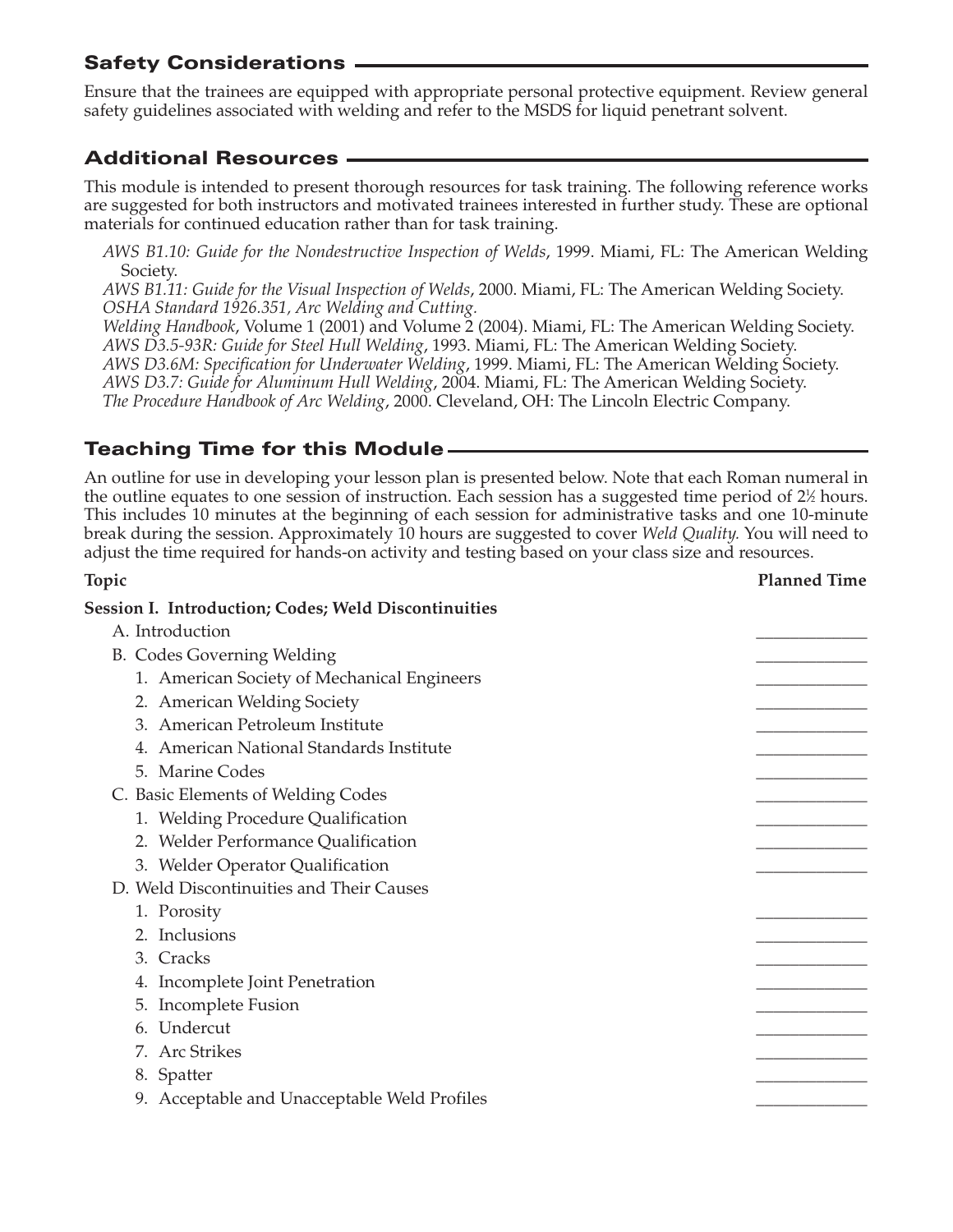## Safety Considerations

Ensure that the trainees are equipped with appropriate personal protective equipment. Review general safety guidelines associated with welding and refer to the MSDS for liquid penetrant solvent.

## Additional Resources

This module is intended to present thorough resources for task training. The following reference works are suggested for both instructors and motivated trainees interested in further study. These are optional materials for continued education rather than for task training.

*AWS B1.10: Guide for the Nondestructive Inspection of Welds*, 1999. Miami, FL: The American Welding Society.
*AWS B1.11: Guide for the Visual Inspection of Welds*, 2000. Miami, FL: The American Welding Society.
*OSHA Standard 1926.351, Arc Welding and Cutting.*
*Welding Handbook*, Volume 1 (2001) and Volume 2 (2004). Miami, FL: The American Welding Society.
*AWS D3.5-93R: Guide for Steel Hull Welding*, 1993. Miami, FL: The American Welding Society.
*AWS D3.6M: Specification for Underwater Welding*, 1999. Miami, FL: The American Welding Society.
*AWS D3.7: Guide for Aluminum Hull Welding*, 2004. Miami, FL: The American Welding Society.
*The Procedure Handbook of Arc Welding*, 2000. Cleveland, OH: The Lincoln Electric Company.

## Teaching Time for this Module

An outline for use in developing your lesson plan is presented below. Note that each Roman numeral in the outline equates to one session of instruction. Each session has a suggested time period of 2½ hours. This includes 10 minutes at the beginning of each session for administrative tasks and one 10-minute break during the session. Approximately 10 hours are suggested to cover *Weld Quality.* You will need to adjust the time required for hands-on activity and testing based on your class size and resources.

| Topic | Planned Time |
|---|---|
| **Session I. Introduction; Codes; Weld Discontinuities** | |
| A. Introduction | _____________ |
| B. Codes Governing Welding | _____________ |
| 1. American Society of Mechanical Engineers | _____________ |
| 2. American Welding Society | _____________ |
| 3. American Petroleum Institute | _____________ |
| 4. American National Standards Institute | _____________ |
| 5. Marine Codes | _____________ |
| C. Basic Elements of Welding Codes | _____________ |
| 1. Welding Procedure Qualification | _____________ |
| 2. Welder Performance Qualification | _____________ |
| 3. Welder Operator Qualification | _____________ |
| D. Weld Discontinuities and Their Causes | |
| 1. Porosity | _____________ |
| 2. Inclusions | _____________ |
| 3. Cracks | _____________ |
| 4. Incomplete Joint Penetration | _____________ |
| 5. Incomplete Fusion | _____________ |
| 6. Undercut | _____________ |
| 7. Arc Strikes | _____________ |
| 8. Spatter | _____________ |
| 9. Acceptable and Unacceptable Weld Profiles | _____________ |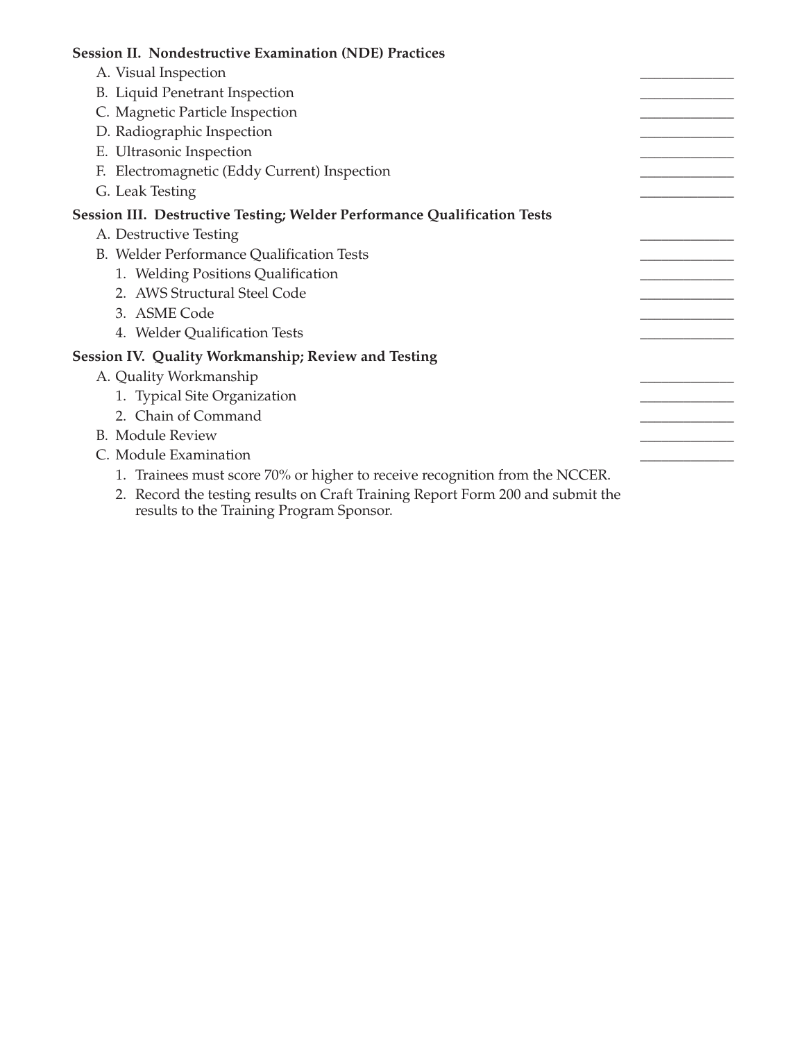**Session II. Nondestructive Examination (NDE) Practices**

- A. Visual Inspection _____________
- B. Liquid Penetrant Inspection _____________
- C. Magnetic Particle Inspection _____________
- D. Radiographic Inspection _____________
- E. Ultrasonic Inspection _____________
- F. Electromagnetic (Eddy Current) Inspection _____________
- G. Leak Testing _____________

**Session III. Destructive Testing; Welder Performance Qualification Tests**

- A. Destructive Testing _____________
- B. Welder Performance Qualification Tests _____________
  1. Welding Positions Qualification _____________
  2. AWS Structural Steel Code _____________
  3. ASME Code _____________
  4. Welder Qualification Tests _____________

**Session IV. Quality Workmanship; Review and Testing**

- A. Quality Workmanship _____________
  1. Typical Site Organization _____________
  2. Chain of Command _____________
- B. Module Review _____________
- C. Module Examination _____________
  1. Trainees must score 70% or higher to receive recognition from the NCCER.
  2. Record the testing results on Craft Training Report Form 200 and submit the results to the Training Program Sponsor.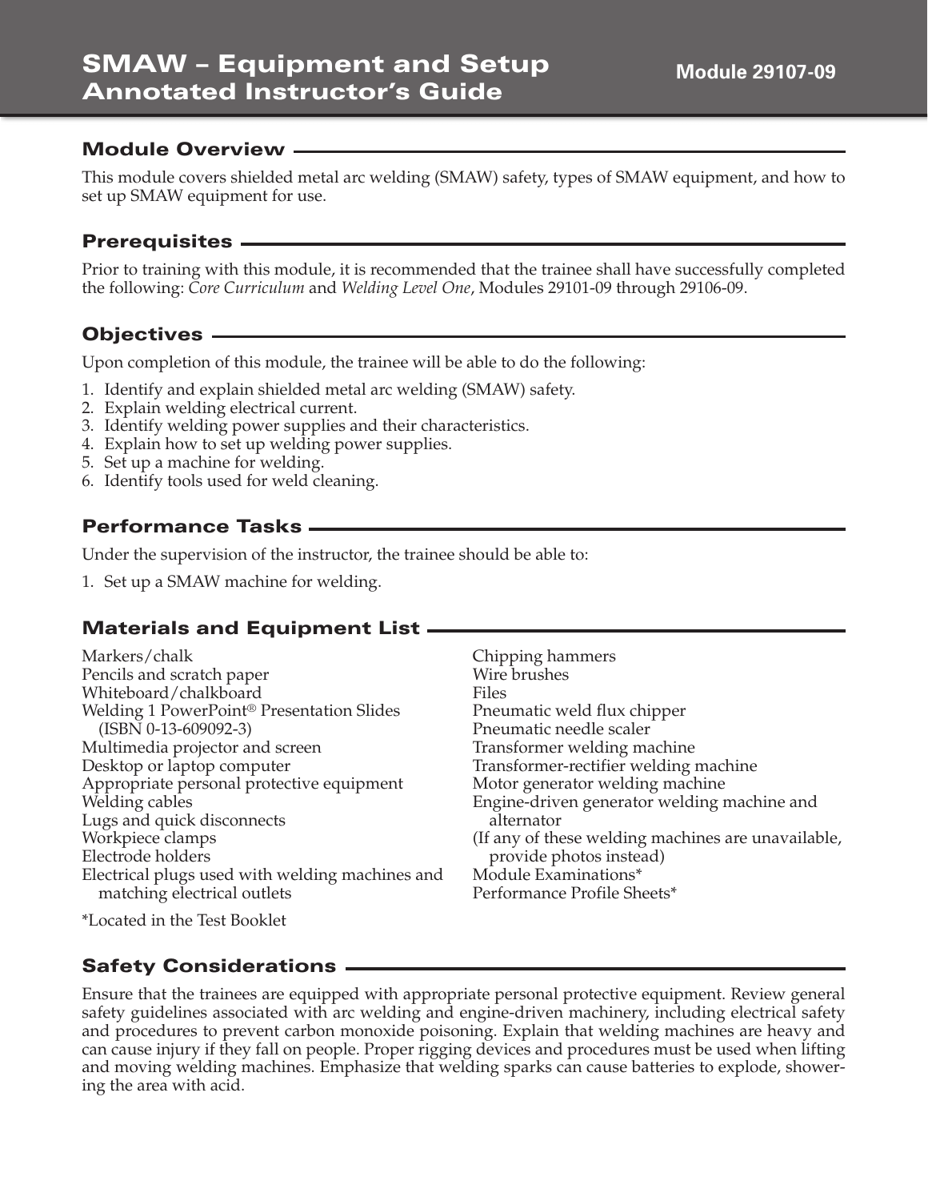# SMAW – Equipment and Setup
# Annotated Instructor's Guide

**Module 29107-09**

## Module Overview

This module covers shielded metal arc welding (SMAW) safety, types of SMAW equipment, and how to set up SMAW equipment for use.

## Prerequisites

Prior to training with this module, it is recommended that the trainee shall have successfully completed the following: *Core Curriculum* and *Welding Level One*, Modules 29101-09 through 29106-09.

## Objectives

Upon completion of this module, the trainee will be able to do the following:

1. Identify and explain shielded metal arc welding (SMAW) safety.
2. Explain welding electrical current.
3. Identify welding power supplies and their characteristics.
4. Explain how to set up welding power supplies.
5. Set up a machine for welding.
6. Identify tools used for weld cleaning.

## Performance Tasks

Under the supervision of the instructor, the trainee should be able to:

1. Set up a SMAW machine for welding.

## Materials and Equipment List

Markers/chalk
Pencils and scratch paper
Whiteboard/chalkboard
Welding 1 PowerPoint® Presentation Slides (ISBN 0-13-609092-3)
Multimedia projector and screen
Desktop or laptop computer
Appropriate personal protective equipment
Welding cables
Lugs and quick disconnects
Workpiece clamps
Electrode holders
Electrical plugs used with welding machines and matching electrical outlets
Chipping hammers
Wire brushes
Files
Pneumatic weld flux chipper
Pneumatic needle scaler
Transformer welding machine
Transformer-rectifier welding machine
Motor generator welding machine
Engine-driven generator welding machine and alternator
(If any of these welding machines are unavailable, provide photos instead)
Module Examinations*
Performance Profile Sheets*

*Located in the Test Booklet

## Safety Considerations

Ensure that the trainees are equipped with appropriate personal protective equipment. Review general safety guidelines associated with arc welding and engine-driven machinery, including electrical safety and procedures to prevent carbon monoxide poisoning. Explain that welding machines are heavy and can cause injury if they fall on people. Proper rigging devices and procedures must be used when lifting and moving welding machines. Emphasize that welding sparks can cause batteries to explode, showering the area with acid.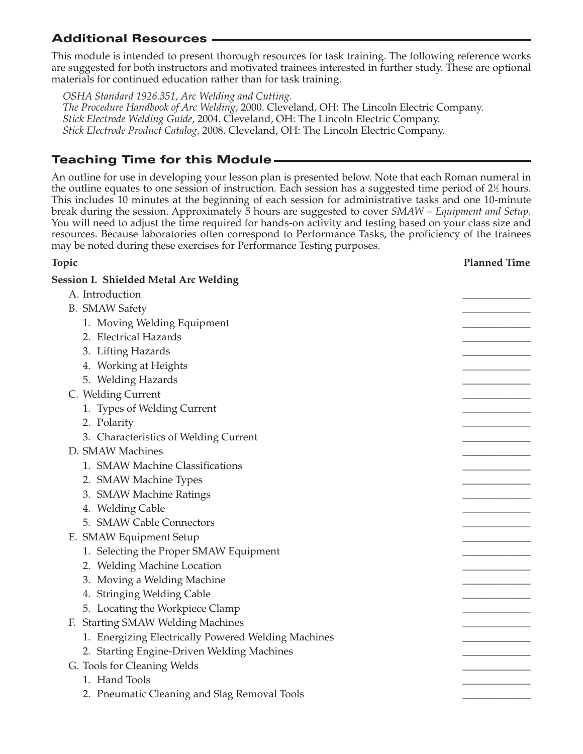## Additional Resources

This module is intended to present thorough resources for task training. The following reference works are suggested for both instructors and motivated trainees interested in further study. These are optional materials for continued education rather than for task training.

*OSHA Standard 1926.351, Arc Welding and Cutting.*
*The Procedure Handbook of Arc Welding*, 2000. Cleveland, OH: The Lincoln Electric Company.
*Stick Electrode Welding Guide*, 2004. Cleveland, OH: The Lincoln Electric Company.
*Stick Electrode Product Catalog*, 2008. Cleveland, OH: The Lincoln Electric Company.

## Teaching Time for this Module

An outline for use in developing your lesson plan is presented below. Note that each Roman numeral in the outline equates to one session of instruction. Each session has a suggested time period of 2½ hours. This includes 10 minutes at the beginning of each session for administrative tasks and one 10-minute break during the session. Approximately 5 hours are suggested to cover *SMAW – Equipment and Setup*. You will need to adjust the time required for hands-on activity and testing based on your class size and resources. Because laboratories often correspond to Performance Tasks, the proficiency of the trainees may be noted during these exercises for Performance Testing purposes.

| Topic | Planned Time |
|---|---|
| **Session I. Shielded Metal Arc Welding** | |
| A. Introduction | ___________ |
| B. SMAW Safety | ___________ |
| 1. Moving Welding Equipment | ___________ |
| 2. Electrical Hazards | ___________ |
| 3. Lifting Hazards | ___________ |
| 4. Working at Heights | ___________ |
| 5. Welding Hazards | ___________ |
| C. Welding Current | ___________ |
| 1. Types of Welding Current | ___________ |
| 2. Polarity | ___________ |
| 3. Characteristics of Welding Current | ___________ |
| D. SMAW Machines | ___________ |
| 1. SMAW Machine Classifications | ___________ |
| 2. SMAW Machine Types | ___________ |
| 3. SMAW Machine Ratings | ___________ |
| 4. Welding Cable | ___________ |
| 5. SMAW Cable Connectors | ___________ |
| E. SMAW Equipment Setup | ___________ |
| 1. Selecting the Proper SMAW Equipment | ___________ |
| 2. Welding Machine Location | ___________ |
| 3. Moving a Welding Machine | ___________ |
| 4. Stringing Welding Cable | ___________ |
| 5. Locating the Workpiece Clamp | ___________ |
| F. Starting SMAW Welding Machines | ___________ |
| 1. Energizing Electrically Powered Welding Machines | ___________ |
| 2. Starting Engine-Driven Welding Machines | ___________ |
| G. Tools for Cleaning Welds | ___________ |
| 1. Hand Tools | ___________ |
| 2. Pneumatic Cleaning and Slag Removal Tools | ___________ |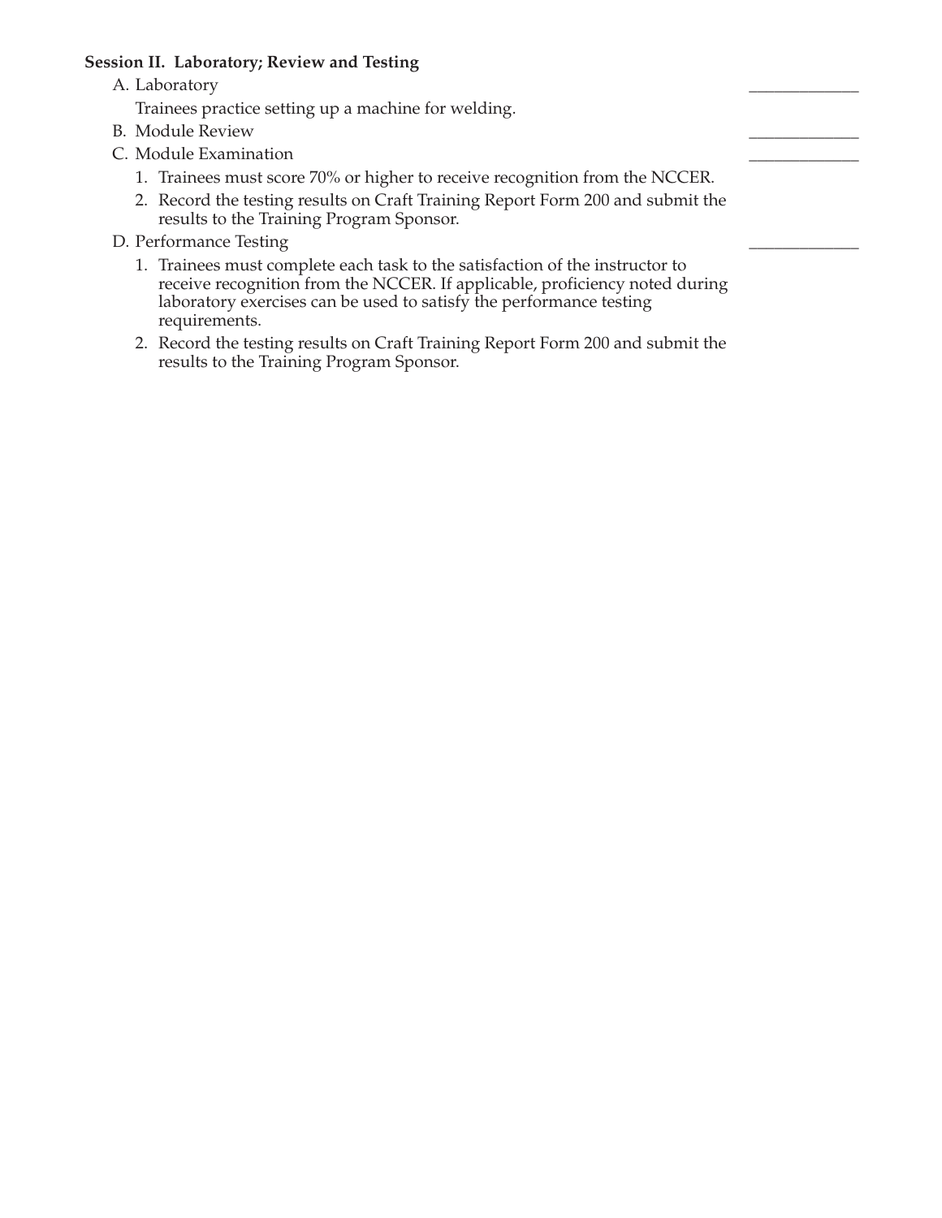**Session II. Laboratory; Review and Testing**

A. Laboratory \_\_\_\_\_\_\_\_\_\_\_\_

Trainees practice setting up a machine for welding.

B. Module Review \_\_\_\_\_\_\_\_\_\_\_\_

C. Module Examination \_\_\_\_\_\_\_\_\_\_\_\_

1. Trainees must score 70% or higher to receive recognition from the NCCER.
2. Record the testing results on Craft Training Report Form 200 and submit the results to the Training Program Sponsor.

D. Performance Testing \_\_\_\_\_\_\_\_\_\_\_\_

1. Trainees must complete each task to the satisfaction of the instructor to receive recognition from the NCCER. If applicable, proficiency noted during laboratory exercises can be used to satisfy the performance testing requirements.
2. Record the testing results on Craft Training Report Form 200 and submit the results to the Training Program Sponsor.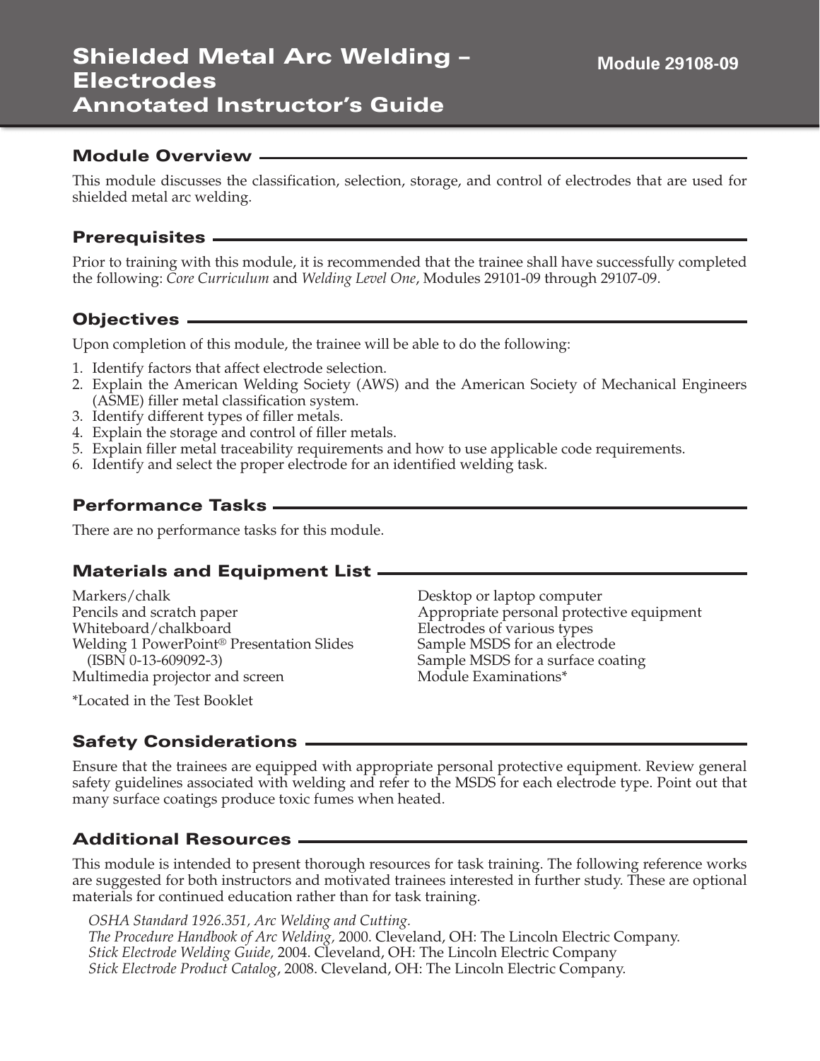# Shielded Metal Arc Welding – Electrodes Annotated Instructor's Guide

**Module 29108-09**

## Module Overview

This module discusses the classification, selection, storage, and control of electrodes that are used for shielded metal arc welding.

## Prerequisites

Prior to training with this module, it is recommended that the trainee shall have successfully completed the following: *Core Curriculum* and *Welding Level One*, Modules 29101-09 through 29107-09.

## Objectives

Upon completion of this module, the trainee will be able to do the following:

1. Identify factors that affect electrode selection.
2. Explain the American Welding Society (AWS) and the American Society of Mechanical Engineers (ASME) filler metal classification system.
3. Identify different types of filler metals.
4. Explain the storage and control of filler metals.
5. Explain filler metal traceability requirements and how to use applicable code requirements.
6. Identify and select the proper electrode for an identified welding task.

## Performance Tasks

There are no performance tasks for this module.

## Materials and Equipment List

Markers/chalk
Pencils and scratch paper
Whiteboard/chalkboard
Welding 1 PowerPoint® Presentation Slides (ISBN 0-13-609092-3)
Multimedia projector and screen
Desktop or laptop computer
Appropriate personal protective equipment
Electrodes of various types
Sample MSDS for an electrode
Sample MSDS for a surface coating
Module Examinations*

*Located in the Test Booklet

## Safety Considerations

Ensure that the trainees are equipped with appropriate personal protective equipment. Review general safety guidelines associated with welding and refer to the MSDS for each electrode type. Point out that many surface coatings produce toxic fumes when heated.

## Additional Resources

This module is intended to present thorough resources for task training. The following reference works are suggested for both instructors and motivated trainees interested in further study. These are optional materials for continued education rather than for task training.

*OSHA Standard 1926.351, Arc Welding and Cutting.*
*The Procedure Handbook of Arc Welding,* 2000. Cleveland, OH: The Lincoln Electric Company.
*Stick Electrode Welding Guide,* 2004. Cleveland, OH: The Lincoln Electric Company
*Stick Electrode Product Catalog*, 2008. Cleveland, OH: The Lincoln Electric Company.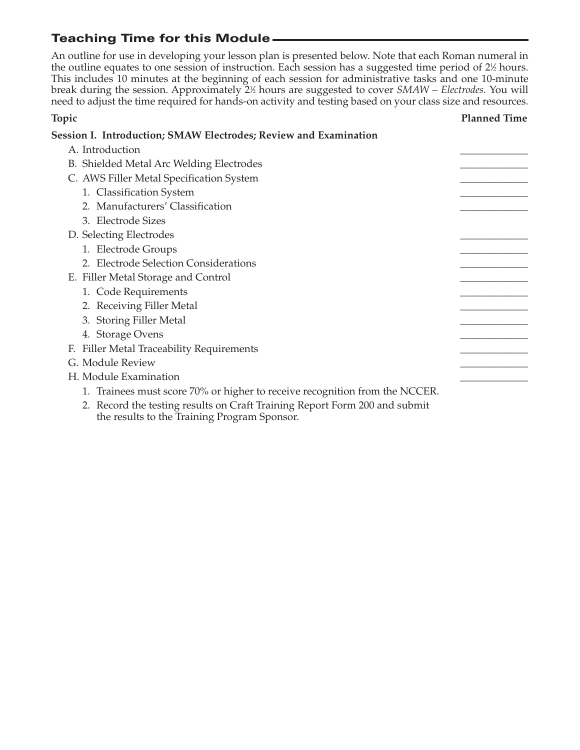## Teaching Time for this Module

An outline for use in developing your lesson plan is presented below. Note that each Roman numeral in the outline equates to one session of instruction. Each session has a suggested time period of 2½ hours. This includes 10 minutes at the beginning of each session for administrative tasks and one 10-minute break during the session. Approximately 2½ hours are suggested to cover *SMAW – Electrodes.* You will need to adjust the time required for hands-on activity and testing based on your class size and resources.

| Topic | Planned Time |
|---|---|
| **Session I. Introduction; SMAW Electrodes; Review and Examination** | |
| A. Introduction | _____________ |
| B. Shielded Metal Arc Welding Electrodes | _____________ |
| C. AWS Filler Metal Specification System | _____________ |
| 1. Classification System | _____________ |
| 2. Manufacturers' Classification | _____________ |
| 3. Electrode Sizes | |
| D. Selecting Electrodes | _____________ |
| 1. Electrode Groups | _____________ |
| 2. Electrode Selection Considerations | _____________ |
| E. Filler Metal Storage and Control | _____________ |
| 1. Code Requirements | _____________ |
| 2. Receiving Filler Metal | _____________ |
| 3. Storing Filler Metal | _____________ |
| 4. Storage Ovens | _____________ |
| F. Filler Metal Traceability Requirements | _____________ |
| G. Module Review | _____________ |
| H. Module Examination | _____________ |
| 1. Trainees must score 70% or higher to receive recognition from the NCCER. | |
| 2. Record the testing results on Craft Training Report Form 200 and submit the results to the Training Program Sponsor. | |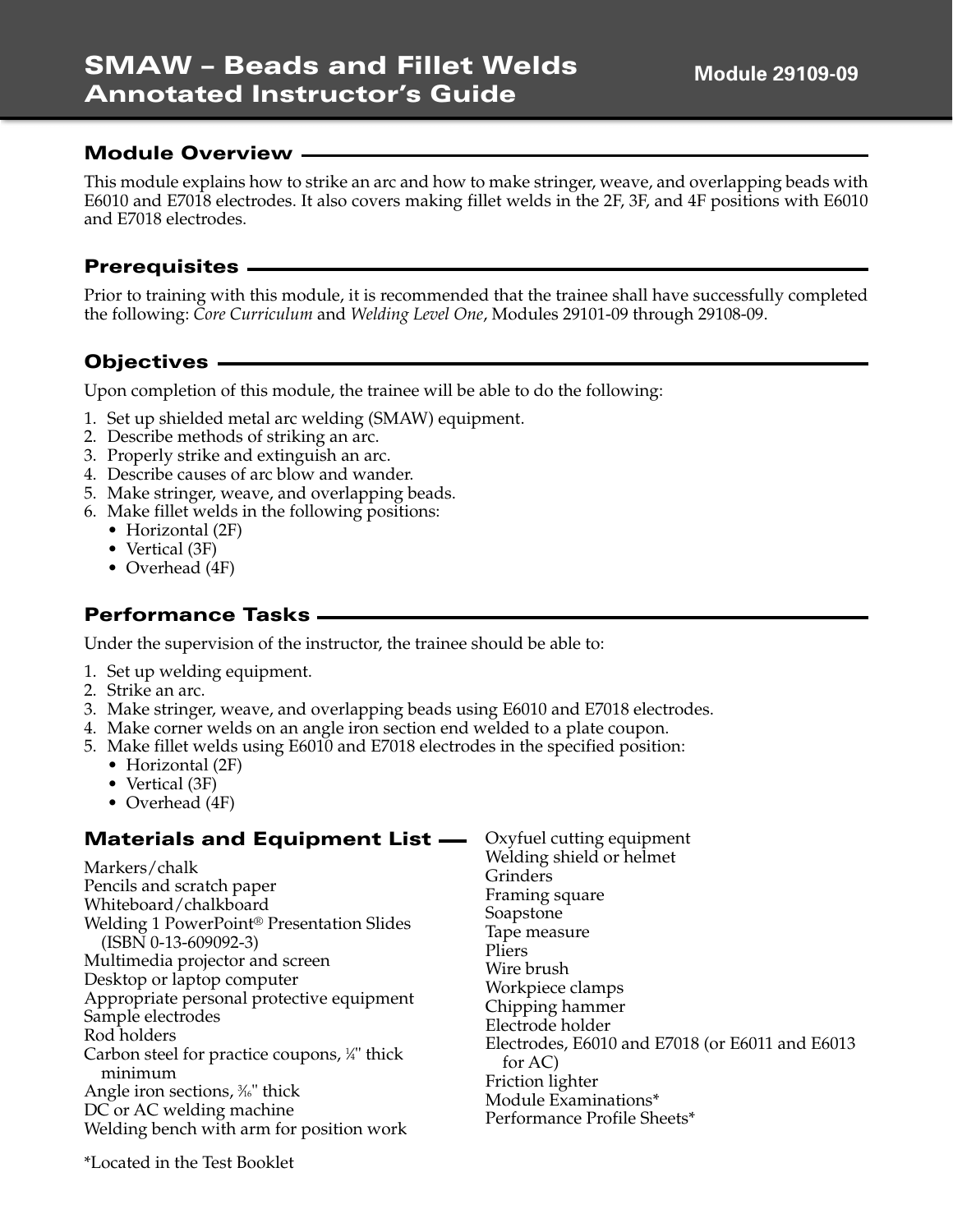# SMAW – Beads and Fillet Welds Annotated Instructor's Guide

**Module 29109-09**

## Module Overview

This module explains how to strike an arc and how to make stringer, weave, and overlapping beads with E6010 and E7018 electrodes. It also covers making fillet welds in the 2F, 3F, and 4F positions with E6010 and E7018 electrodes.

## Prerequisites

Prior to training with this module, it is recommended that the trainee shall have successfully completed the following: *Core Curriculum* and *Welding Level One*, Modules 29101-09 through 29108-09.

## Objectives

Upon completion of this module, the trainee will be able to do the following:

1. Set up shielded metal arc welding (SMAW) equipment.
2. Describe methods of striking an arc.
3. Properly strike and extinguish an arc.
4. Describe causes of arc blow and wander.
5. Make stringer, weave, and overlapping beads.
6. Make fillet welds in the following positions:
   - Horizontal (2F)
   - Vertical (3F)
   - Overhead (4F)

## Performance Tasks

Under the supervision of the instructor, the trainee should be able to:

1. Set up welding equipment.
2. Strike an arc.
3. Make stringer, weave, and overlapping beads using E6010 and E7018 electrodes.
4. Make corner welds on an angle iron section end welded to a plate coupon.
5. Make fillet welds using E6010 and E7018 electrodes in the specified position:
   - Horizontal (2F)
   - Vertical (3F)
   - Overhead (4F)

## Materials and Equipment List

Markers/chalk
Pencils and scratch paper
Whiteboard/chalkboard
Welding 1 PowerPoint® Presentation Slides (ISBN 0-13-609092-3)
Multimedia projector and screen
Desktop or laptop computer
Appropriate personal protective equipment
Sample electrodes
Rod holders
Carbon steel for practice coupons, ¼" thick minimum
Angle iron sections, 3⁄16" thick
DC or AC welding machine
Welding bench with arm for position work
Oxyfuel cutting equipment
Welding shield or helmet
Grinders
Framing square
Soapstone
Tape measure
Pliers
Wire brush
Workpiece clamps
Chipping hammer
Electrode holder
Electrodes, E6010 and E7018 (or E6011 and E6013 for AC)
Friction lighter
Module Examinations*
Performance Profile Sheets*

*Located in the Test Booklet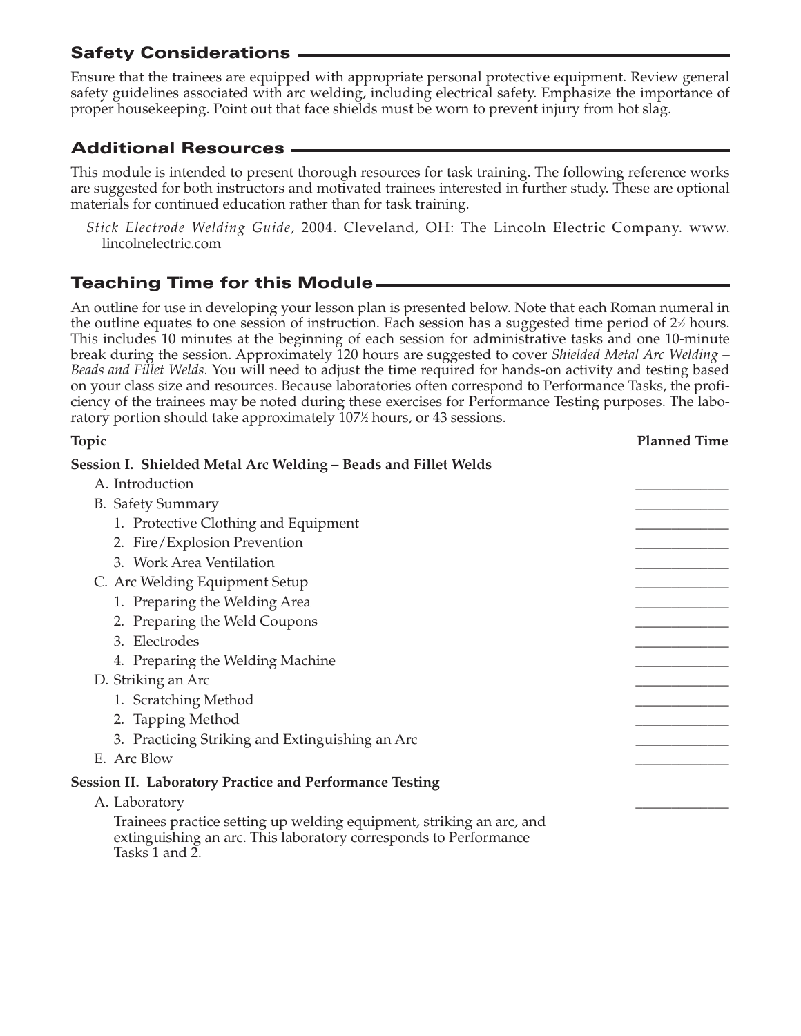## Safety Considerations

Ensure that the trainees are equipped with appropriate personal protective equipment. Review general safety guidelines associated with arc welding, including electrical safety. Emphasize the importance of proper housekeeping. Point out that face shields must be worn to prevent injury from hot slag.

## Additional Resources

This module is intended to present thorough resources for task training. The following reference works are suggested for both instructors and motivated trainees interested in further study. These are optional materials for continued education rather than for task training.

*Stick Electrode Welding Guide*, 2004. Cleveland, OH: The Lincoln Electric Company. www.lincolnelectric.com

## Teaching Time for this Module

An outline for use in developing your lesson plan is presented below. Note that each Roman numeral in the outline equates to one session of instruction. Each session has a suggested time period of 2½ hours. This includes 10 minutes at the beginning of each session for administrative tasks and one 10-minute break during the session. Approximately 120 hours are suggested to cover *Shielded Metal Arc Welding – Beads and Fillet Welds.* You will need to adjust the time required for hands-on activity and testing based on your class size and resources. Because laboratories often correspond to Performance Tasks, the proficiency of the trainees may be noted during these exercises for Performance Testing purposes. The laboratory portion should take approximately 107½ hours, or 43 sessions.

| Topic | Planned Time |
|---|---|
| **Session I. Shielded Metal Arc Welding – Beads and Fillet Welds** | |
| A. Introduction | ____________ |
| B. Safety Summary | ____________ |
| 1. Protective Clothing and Equipment | ____________ |
| 2. Fire/Explosion Prevention | ____________ |
| 3. Work Area Ventilation | ____________ |
| C. Arc Welding Equipment Setup | ____________ |
| 1. Preparing the Welding Area | ____________ |
| 2. Preparing the Weld Coupons | ____________ |
| 3. Electrodes | ____________ |
| 4. Preparing the Welding Machine | ____________ |
| D. Striking an Arc | ____________ |
| 1. Scratching Method | ____________ |
| 2. Tapping Method | ____________ |
| 3. Practicing Striking and Extinguishing an Arc | ____________ |
| E. Arc Blow | ____________ |
| **Session II. Laboratory Practice and Performance Testing** | |
| A. Laboratory | ____________ |
| Trainees practice setting up welding equipment, striking an arc, and extinguishing an arc. This laboratory corresponds to Performance Tasks 1 and 2. | |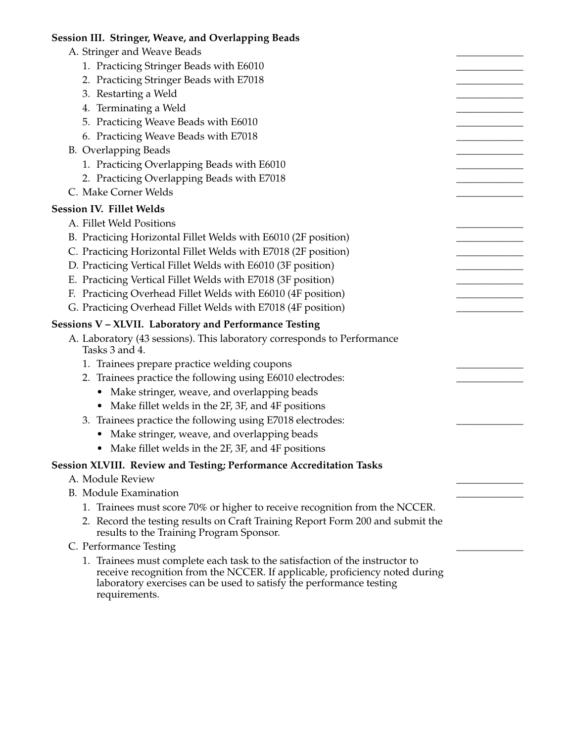**Session III. Stringer, Weave, and Overlapping Beads**

A. Stringer and Weave Beads ____________

1. Practicing Stringer Beads with E6010 ____________
2. Practicing Stringer Beads with E7018 ____________
3. Restarting a Weld ____________
4. Terminating a Weld ____________
5. Practicing Weave Beads with E6010 ____________
6. Practicing Weave Beads with E7018 ____________

B. Overlapping Beads ____________

1. Practicing Overlapping Beads with E6010 ____________
2. Practicing Overlapping Beads with E7018 ____________

C. Make Corner Welds ____________

**Session IV. Fillet Welds**

A. Fillet Weld Positions ____________

B. Practicing Horizontal Fillet Welds with E6010 (2F position) ____________

C. Practicing Horizontal Fillet Welds with E7018 (2F position) ____________

D. Practicing Vertical Fillet Welds with E6010 (3F position) ____________

E. Practicing Vertical Fillet Welds with E7018 (3F position) ____________

F. Practicing Overhead Fillet Welds with E6010 (4F position) ____________

G. Practicing Overhead Fillet Welds with E7018 (4F position) ____________

**Sessions V – XLVII. Laboratory and Performance Testing**

A. Laboratory (43 sessions). This laboratory corresponds to Performance Tasks 3 and 4.

1. Trainees prepare practice welding coupons ____________
2. Trainees practice the following using E6010 electrodes: ____________
   - Make stringer, weave, and overlapping beads
   - Make fillet welds in the 2F, 3F, and 4F positions
3. Trainees practice the following using E7018 electrodes: ____________
   - Make stringer, weave, and overlapping beads
   - Make fillet welds in the 2F, 3F, and 4F positions

**Session XLVIII. Review and Testing; Performance Accreditation Tasks**

A. Module Review ____________

B. Module Examination ____________

1. Trainees must score 70% or higher to receive recognition from the NCCER.
2. Record the testing results on Craft Training Report Form 200 and submit the results to the Training Program Sponsor.

C. Performance Testing ____________

1. Trainees must complete each task to the satisfaction of the instructor to receive recognition from the NCCER. If applicable, proficiency noted during laboratory exercises can be used to satisfy the performance testing requirements.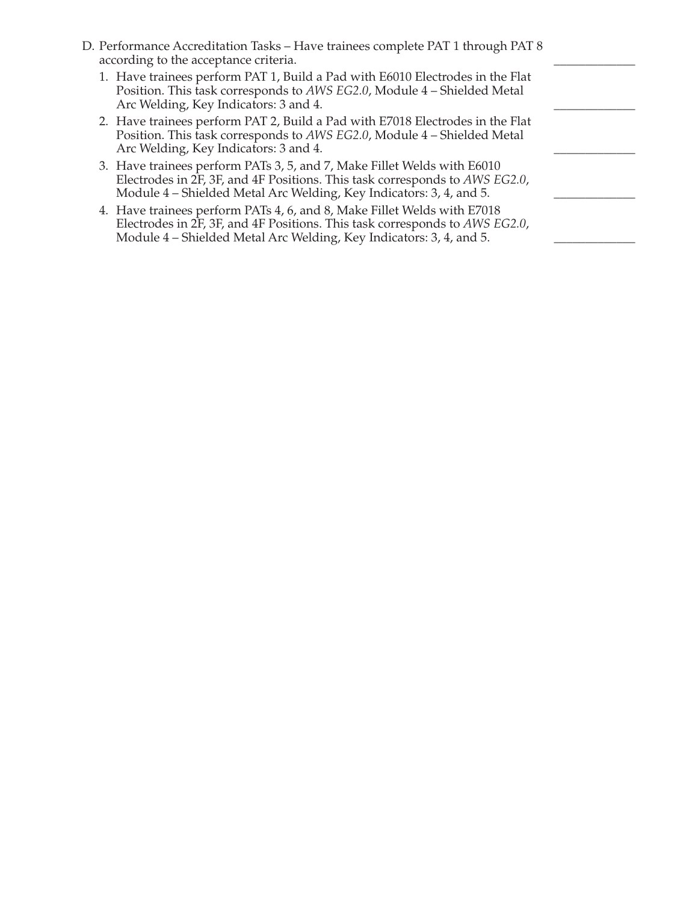D. Performance Accreditation Tasks – Have trainees complete PAT 1 through PAT 8 according to the acceptance criteria. ____________

1. Have trainees perform PAT 1, Build a Pad with E6010 Electrodes in the Flat Position. This task corresponds to *AWS EG2.0*, Module 4 – Shielded Metal Arc Welding, Key Indicators: 3 and 4. ____________
2. Have trainees perform PAT 2, Build a Pad with E7018 Electrodes in the Flat Position. This task corresponds to *AWS EG2.0*, Module 4 – Shielded Metal Arc Welding, Key Indicators: 3 and 4. ____________
3. Have trainees perform PATs 3, 5, and 7, Make Fillet Welds with E6010 Electrodes in 2F, 3F, and 4F Positions. This task corresponds to *AWS EG2.0*, Module 4 – Shielded Metal Arc Welding, Key Indicators: 3, 4, and 5. ____________
4. Have trainees perform PATs 4, 6, and 8, Make Fillet Welds with E7018 Electrodes in 2F, 3F, and 4F Positions. This task corresponds to *AWS EG2.0*, Module 4 – Shielded Metal Arc Welding, Key Indicators: 3, 4, and 5. ____________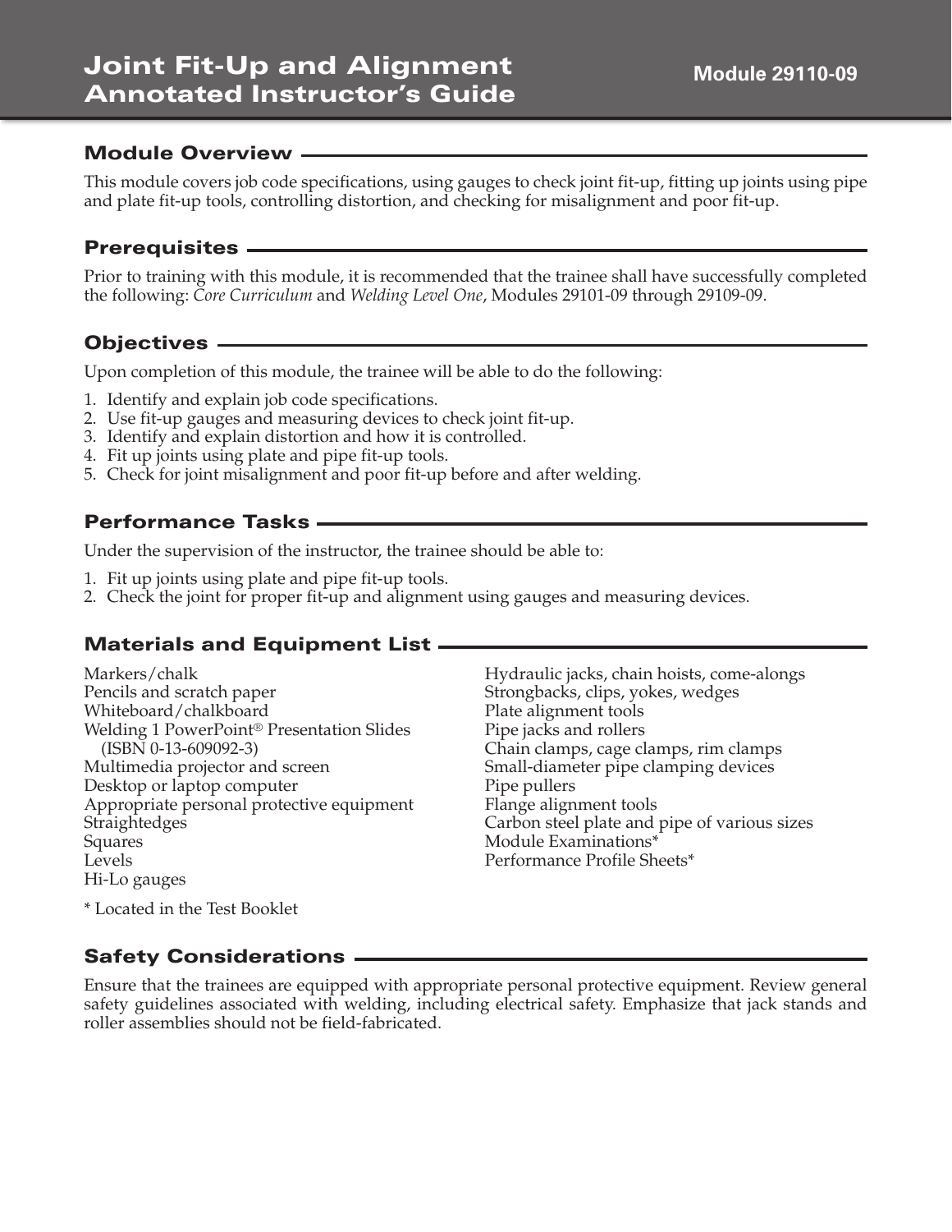# Joint Fit-Up and Alignment Annotated Instructor's Guide

**Module 29110-09**

## Module Overview

This module covers job code specifications, using gauges to check joint fit-up, fitting up joints using pipe and plate fit-up tools, controlling distortion, and checking for misalignment and poor fit-up.

## Prerequisites

Prior to training with this module, it is recommended that the trainee shall have successfully completed the following: *Core Curriculum* and *Welding Level One*, Modules 29101-09 through 29109-09.

## Objectives

Upon completion of this module, the trainee will be able to do the following:

1. Identify and explain job code specifications.
2. Use fit-up gauges and measuring devices to check joint fit-up.
3. Identify and explain distortion and how it is controlled.
4. Fit up joints using plate and pipe fit-up tools.
5. Check for joint misalignment and poor fit-up before and after welding.

## Performance Tasks

Under the supervision of the instructor, the trainee should be able to:

1. Fit up joints using plate and pipe fit-up tools.
2. Check the joint for proper fit-up and alignment using gauges and measuring devices.

## Materials and Equipment List

Markers/chalk
Pencils and scratch paper
Whiteboard/chalkboard
Welding 1 PowerPoint® Presentation Slides (ISBN 0-13-609092-3)
Multimedia projector and screen
Desktop or laptop computer
Appropriate personal protective equipment
Straightedges
Squares
Levels
Hi-Lo gauges
Hydraulic jacks, chain hoists, come-alongs
Strongbacks, clips, yokes, wedges
Plate alignment tools
Pipe jacks and rollers
Chain clamps, cage clamps, rim clamps
Small-diameter pipe clamping devices
Pipe pullers
Flange alignment tools
Carbon steel plate and pipe of various sizes
Module Examinations*
Performance Profile Sheets*

\* Located in the Test Booklet

## Safety Considerations

Ensure that the trainees are equipped with appropriate personal protective equipment. Review general safety guidelines associated with welding, including electrical safety. Emphasize that jack stands and roller assemblies should not be field-fabricated.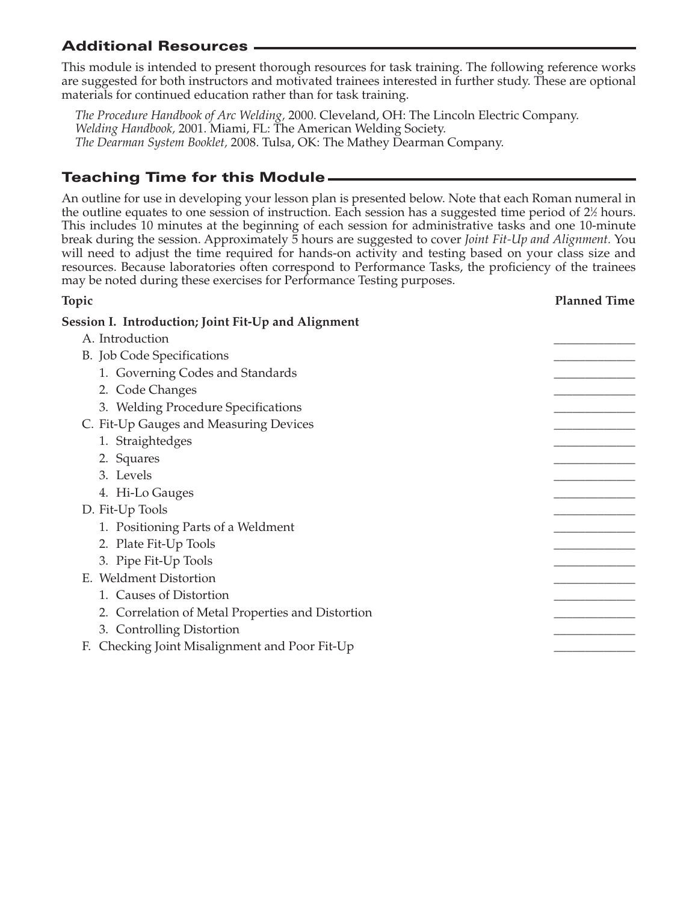## Additional Resources

This module is intended to present thorough resources for task training. The following reference works are suggested for both instructors and motivated trainees interested in further study. These are optional materials for continued education rather than for task training.

*The Procedure Handbook of Arc Welding,* 2000. Cleveland, OH: The Lincoln Electric Company.
*Welding Handbook,* 2001. Miami, FL: The American Welding Society.
*The Dearman System Booklet,* 2008. Tulsa, OK: The Mathey Dearman Company.

## Teaching Time for this Module

An outline for use in developing your lesson plan is presented below. Note that each Roman numeral in the outline equates to one session of instruction. Each session has a suggested time period of 2½ hours. This includes 10 minutes at the beginning of each session for administrative tasks and one 10-minute break during the session. Approximately 5 hours are suggested to cover *Joint Fit-Up and Alignment.* You will need to adjust the time required for hands-on activity and testing based on your class size and resources. Because laboratories often correspond to Performance Tasks, the proficiency of the trainees may be noted during these exercises for Performance Testing purposes.

| Topic | Planned Time |
|---|---|
| **Session I. Introduction; Joint Fit-Up and Alignment** | |
| A. Introduction | _____________ |
| B. Job Code Specifications | _____________ |
| 1. Governing Codes and Standards | _____________ |
| 2. Code Changes | _____________ |
| 3. Welding Procedure Specifications | _____________ |
| C. Fit-Up Gauges and Measuring Devices | _____________ |
| 1. Straightedges | _____________ |
| 2. Squares | _____________ |
| 3. Levels | _____________ |
| 4. Hi-Lo Gauges | _____________ |
| D. Fit-Up Tools | _____________ |
| 1. Positioning Parts of a Weldment | _____________ |
| 2. Plate Fit-Up Tools | _____________ |
| 3. Pipe Fit-Up Tools | _____________ |
| E. Weldment Distortion | _____________ |
| 1. Causes of Distortion | _____________ |
| 2. Correlation of Metal Properties and Distortion | _____________ |
| 3. Controlling Distortion | _____________ |
| F. Checking Joint Misalignment and Poor Fit-Up | _____________ |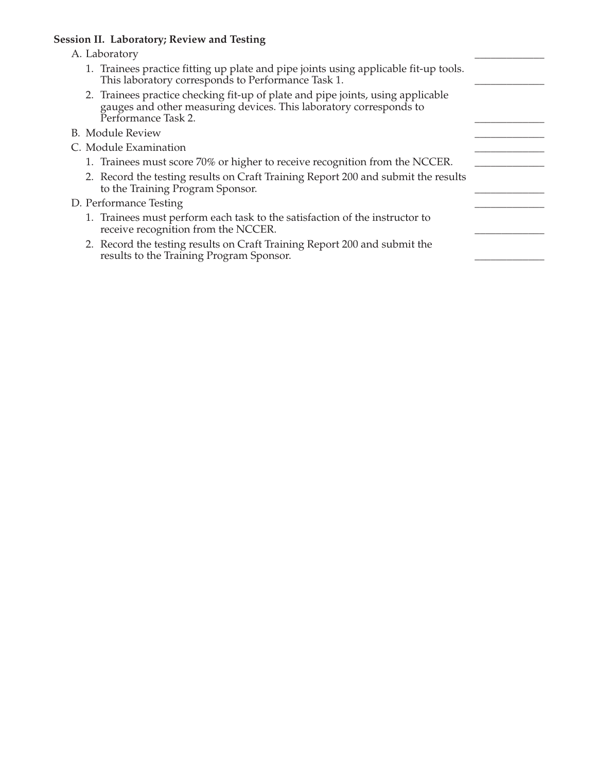**Session II. Laboratory; Review and Testing**

A. Laboratory _____________

1. Trainees practice fitting up plate and pipe joints using applicable fit-up tools. This laboratory corresponds to Performance Task 1. _____________
2. Trainees practice checking fit-up of plate and pipe joints, using applicable gauges and other measuring devices. This laboratory corresponds to Performance Task 2. _____________

B. Module Review _____________

C. Module Examination _____________

1. Trainees must score 70% or higher to receive recognition from the NCCER. _____________
2. Record the testing results on Craft Training Report 200 and submit the results to the Training Program Sponsor. _____________

D. Performance Testing _____________

1. Trainees must perform each task to the satisfaction of the instructor to receive recognition from the NCCER. _____________
2. Record the testing results on Craft Training Report 200 and submit the results to the Training Program Sponsor. _____________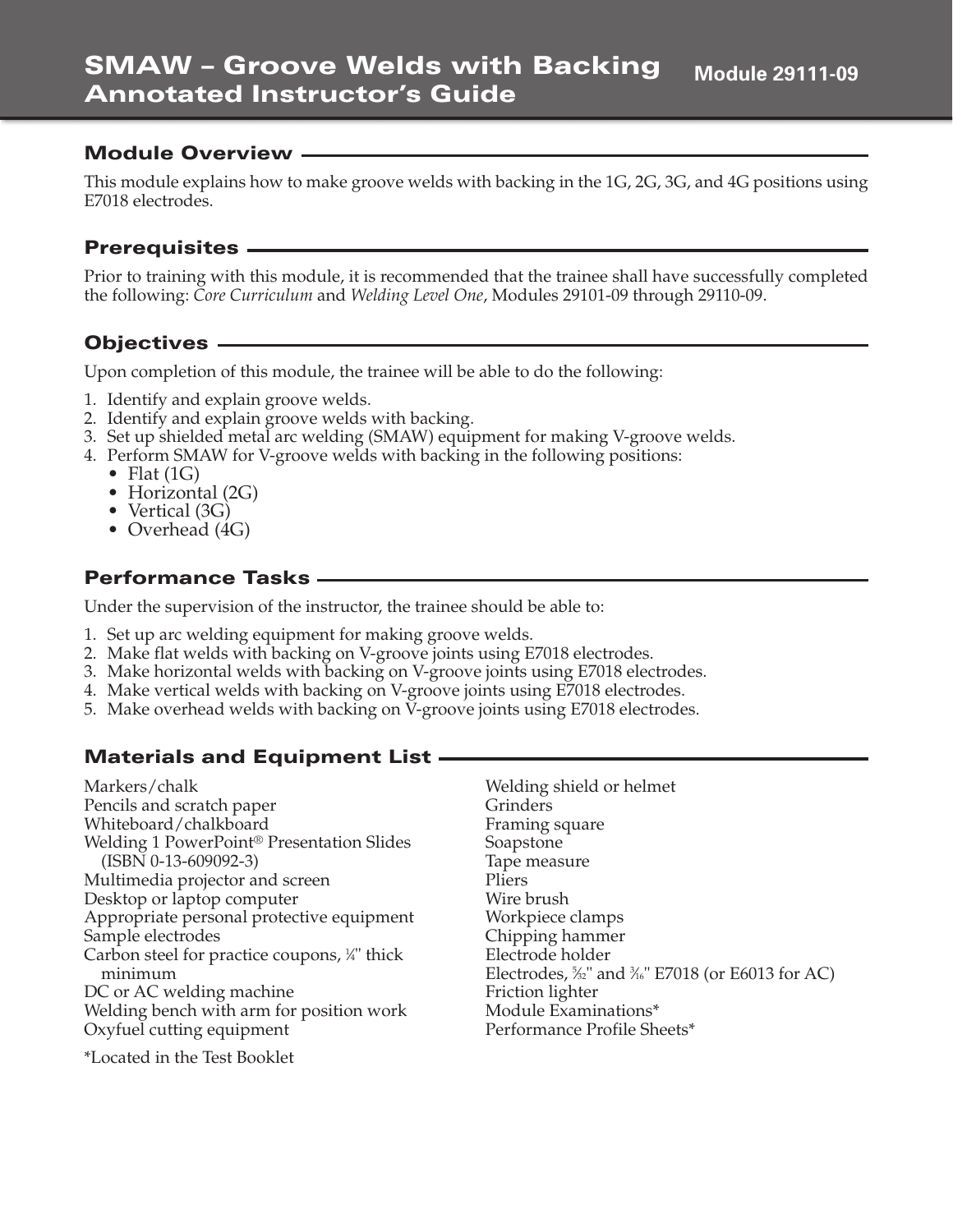# SMAW – Groove Welds with Backing Annotated Instructor's Guide

**Module 29111-09**

## Module Overview

This module explains how to make groove welds with backing in the 1G, 2G, 3G, and 4G positions using E7018 electrodes.

## Prerequisites

Prior to training with this module, it is recommended that the trainee shall have successfully completed the following: *Core Curriculum* and *Welding Level One*, Modules 29101-09 through 29110-09.

## Objectives

Upon completion of this module, the trainee will be able to do the following:

1. Identify and explain groove welds.
2. Identify and explain groove welds with backing.
3. Set up shielded metal arc welding (SMAW) equipment for making V-groove welds.
4. Perform SMAW for V-groove welds with backing in the following positions:
   - Flat (1G)
   - Horizontal (2G)
   - Vertical (3G)
   - Overhead (4G)

## Performance Tasks

Under the supervision of the instructor, the trainee should be able to:

1. Set up arc welding equipment for making groove welds.
2. Make flat welds with backing on V-groove joints using E7018 electrodes.
3. Make horizontal welds with backing on V-groove joints using E7018 electrodes.
4. Make vertical welds with backing on V-groove joints using E7018 electrodes.
5. Make overhead welds with backing on V-groove joints using E7018 electrodes.

## Materials and Equipment List

Markers/chalk
Pencils and scratch paper
Whiteboard/chalkboard
Welding 1 PowerPoint® Presentation Slides (ISBN 0-13-609092-3)
Multimedia projector and screen
Desktop or laptop computer
Appropriate personal protective equipment
Sample electrodes
Carbon steel for practice coupons, ¼" thick minimum
DC or AC welding machine
Welding bench with arm for position work
Oxyfuel cutting equipment
Welding shield or helmet
Grinders
Framing square
Soapstone
Tape measure
Pliers
Wire brush
Workpiece clamps
Chipping hammer
Electrode holder
Electrodes, ⁵⁄₃₂" and ³⁄₁₆" E7018 (or E6013 for AC)
Friction lighter
Module Examinations*
Performance Profile Sheets*

*Located in the Test Booklet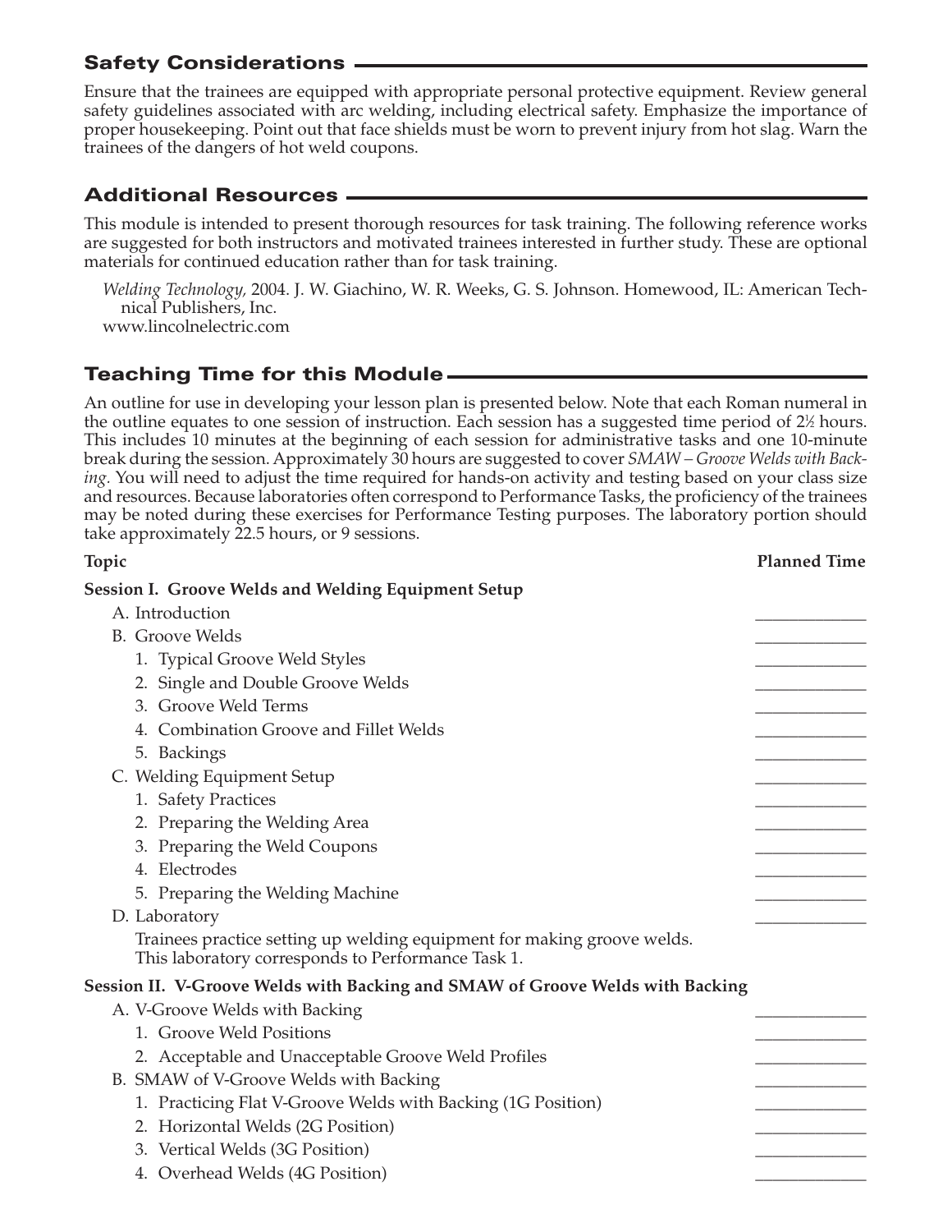## Safety Considerations

Ensure that the trainees are equipped with appropriate personal protective equipment. Review general safety guidelines associated with arc welding, including electrical safety. Emphasize the importance of proper housekeeping. Point out that face shields must be worn to prevent injury from hot slag. Warn the trainees of the dangers of hot weld coupons.

## Additional Resources

This module is intended to present thorough resources for task training. The following reference works are suggested for both instructors and motivated trainees interested in further study. These are optional materials for continued education rather than for task training.

*Welding Technology,* 2004. J. W. Giachino, W. R. Weeks, G. S. Johnson. Homewood, IL: American Technical Publishers, Inc.

www.lincolnelectric.com

## Teaching Time for this Module

An outline for use in developing your lesson plan is presented below. Note that each Roman numeral in the outline equates to one session of instruction. Each session has a suggested time period of 2½ hours. This includes 10 minutes at the beginning of each session for administrative tasks and one 10-minute break during the session. Approximately 30 hours are suggested to cover *SMAW – Groove Welds with Backing*. You will need to adjust the time required for hands-on activity and testing based on your class size and resources. Because laboratories often correspond to Performance Tasks, the proficiency of the trainees may be noted during these exercises for Performance Testing purposes. The laboratory portion should take approximately 22.5 hours, or 9 sessions.

| Topic | Planned Time |
|---|---|
| **Session I. Groove Welds and Welding Equipment Setup** | |
| A. Introduction | _____________ |
| B. Groove Welds | _____________ |
| 1. Typical Groove Weld Styles | _____________ |
| 2. Single and Double Groove Welds | _____________ |
| 3. Groove Weld Terms | _____________ |
| 4. Combination Groove and Fillet Welds | _____________ |
| 5. Backings | _____________ |
| C. Welding Equipment Setup | _____________ |
| 1. Safety Practices | _____________ |
| 2. Preparing the Welding Area | _____________ |
| 3. Preparing the Weld Coupons | _____________ |
| 4. Electrodes | _____________ |
| 5. Preparing the Welding Machine | _____________ |
| D. Laboratory<br>Trainees practice setting up welding equipment for making groove welds. This laboratory corresponds to Performance Task 1. | _____________ |
| **Session II. V-Groove Welds with Backing and SMAW of Groove Welds with Backing** | |
| A. V-Groove Welds with Backing | _____________ |
| 1. Groove Weld Positions | _____________ |
| 2. Acceptable and Unacceptable Groove Weld Profiles | _____________ |
| B. SMAW of V-Groove Welds with Backing | _____________ |
| 1. Practicing Flat V-Groove Welds with Backing (1G Position) | _____________ |
| 2. Horizontal Welds (2G Position) | _____________ |
| 3. Vertical Welds (3G Position) | _____________ |
| 4. Overhead Welds (4G Position) | _____________ |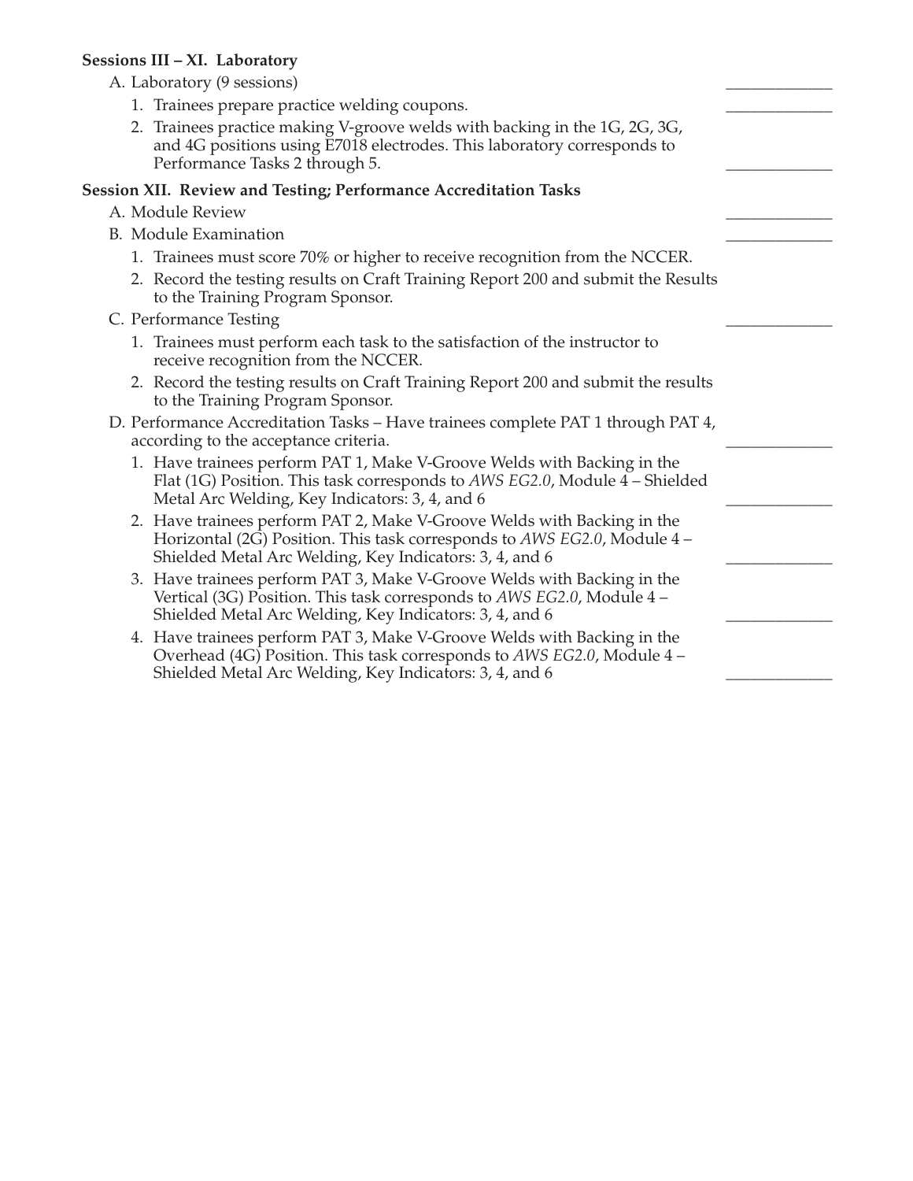**Sessions III – XI. Laboratory**

A. Laboratory (9 sessions) _____________

1. Trainees prepare practice welding coupons. _____________
2. Trainees practice making V-groove welds with backing in the 1G, 2G, 3G, and 4G positions using E7018 electrodes. This laboratory corresponds to Performance Tasks 2 through 5. _____________

**Session XII. Review and Testing; Performance Accreditation Tasks**

A. Module Review _____________

B. Module Examination _____________

1. Trainees must score 70% or higher to receive recognition from the NCCER.
2. Record the testing results on Craft Training Report 200 and submit the Results to the Training Program Sponsor.

C. Performance Testing _____________

1. Trainees must perform each task to the satisfaction of the instructor to receive recognition from the NCCER.
2. Record the testing results on Craft Training Report 200 and submit the results to the Training Program Sponsor.

D. Performance Accreditation Tasks – Have trainees complete PAT 1 through PAT 4, according to the acceptance criteria. _____________

1. Have trainees perform PAT 1, Make V-Groove Welds with Backing in the Flat (1G) Position. This task corresponds to *AWS EG2.0*, Module 4 – Shielded Metal Arc Welding, Key Indicators: 3, 4, and 6 _____________
2. Have trainees perform PAT 2, Make V-Groove Welds with Backing in the Horizontal (2G) Position. This task corresponds to *AWS EG2.0*, Module 4 – Shielded Metal Arc Welding, Key Indicators: 3, 4, and 6 _____________
3. Have trainees perform PAT 3, Make V-Groove Welds with Backing in the Vertical (3G) Position. This task corresponds to *AWS EG2.0*, Module 4 – Shielded Metal Arc Welding, Key Indicators: 3, 4, and 6 _____________
4. Have trainees perform PAT 3, Make V-Groove Welds with Backing in the Overhead (4G) Position. This task corresponds to *AWS EG2.0*, Module 4 – Shielded Metal Arc Welding, Key Indicators: 3, 4, and 6 _____________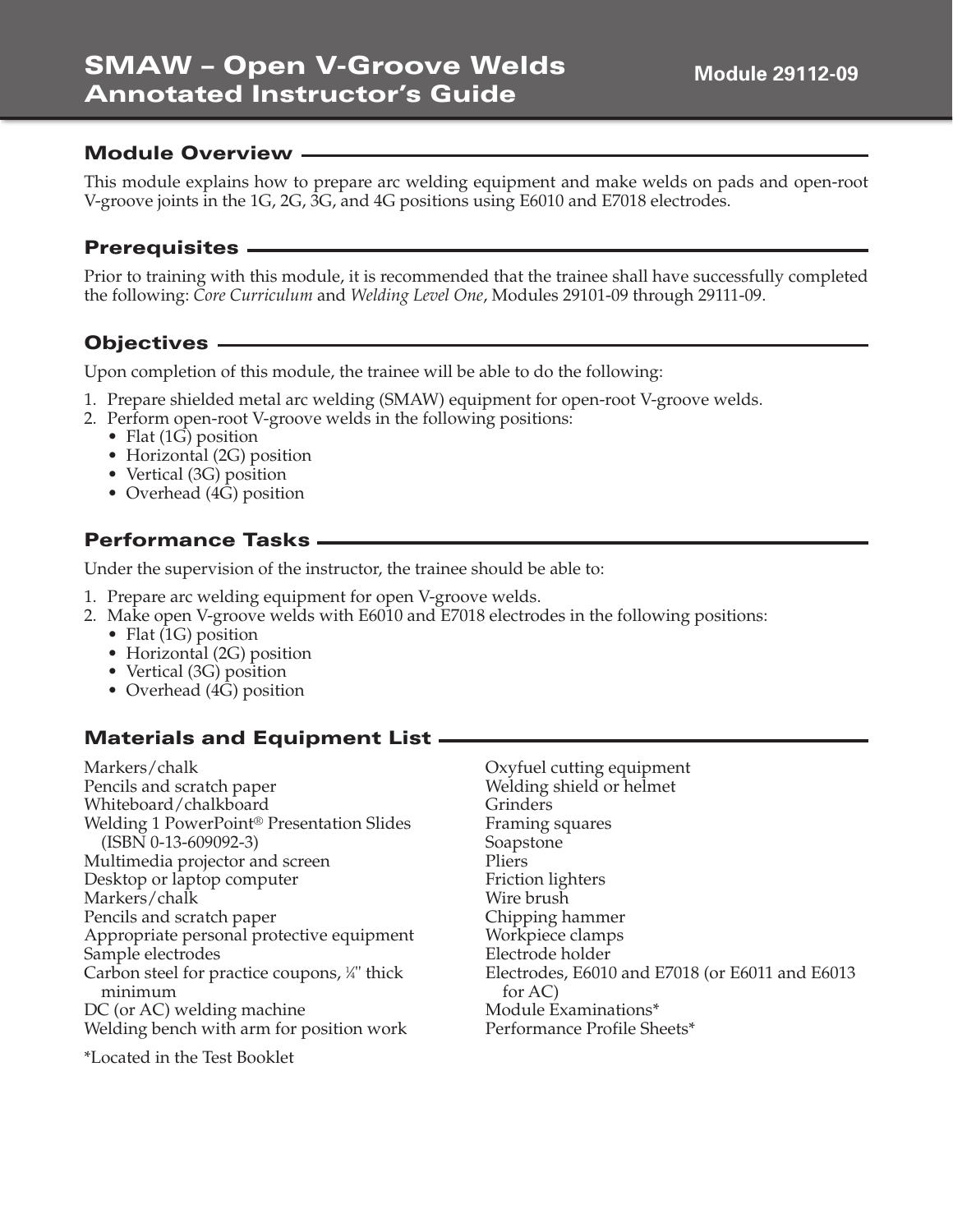# SMAW – Open V-Groove Welds Annotated Instructor's Guide

Module 29112-09

## Module Overview

This module explains how to prepare arc welding equipment and make welds on pads and open-root V-groove joints in the 1G, 2G, 3G, and 4G positions using E6010 and E7018 electrodes.

## Prerequisites

Prior to training with this module, it is recommended that the trainee shall have successfully completed the following: *Core Curriculum* and *Welding Level One*, Modules 29101-09 through 29111-09.

## Objectives

Upon completion of this module, the trainee will be able to do the following:

1. Prepare shielded metal arc welding (SMAW) equipment for open-root V-groove welds.
2. Perform open-root V-groove welds in the following positions:
   - Flat (1G) position
   - Horizontal (2G) position
   - Vertical (3G) position
   - Overhead (4G) position

## Performance Tasks

Under the supervision of the instructor, the trainee should be able to:

1. Prepare arc welding equipment for open V-groove welds.
2. Make open V-groove welds with E6010 and E7018 electrodes in the following positions:
   - Flat (1G) position
   - Horizontal (2G) position
   - Vertical (3G) position
   - Overhead (4G) position

## Materials and Equipment List

Markers/chalk
Pencils and scratch paper
Whiteboard/chalkboard
Welding 1 PowerPoint® Presentation Slides (ISBN 0-13-609092-3)
Multimedia projector and screen
Desktop or laptop computer
Markers/chalk
Pencils and scratch paper
Appropriate personal protective equipment
Sample electrodes
Carbon steel for practice coupons, ¼" thick minimum
DC (or AC) welding machine
Welding bench with arm for position work
Oxyfuel cutting equipment
Welding shield or helmet
Grinders
Framing squares
Soapstone
Pliers
Friction lighters
Wire brush
Chipping hammer
Workpiece clamps
Electrode holder
Electrodes, E6010 and E7018 (or E6011 and E6013 for AC)
Module Examinations*
Performance Profile Sheets*

*Located in the Test Booklet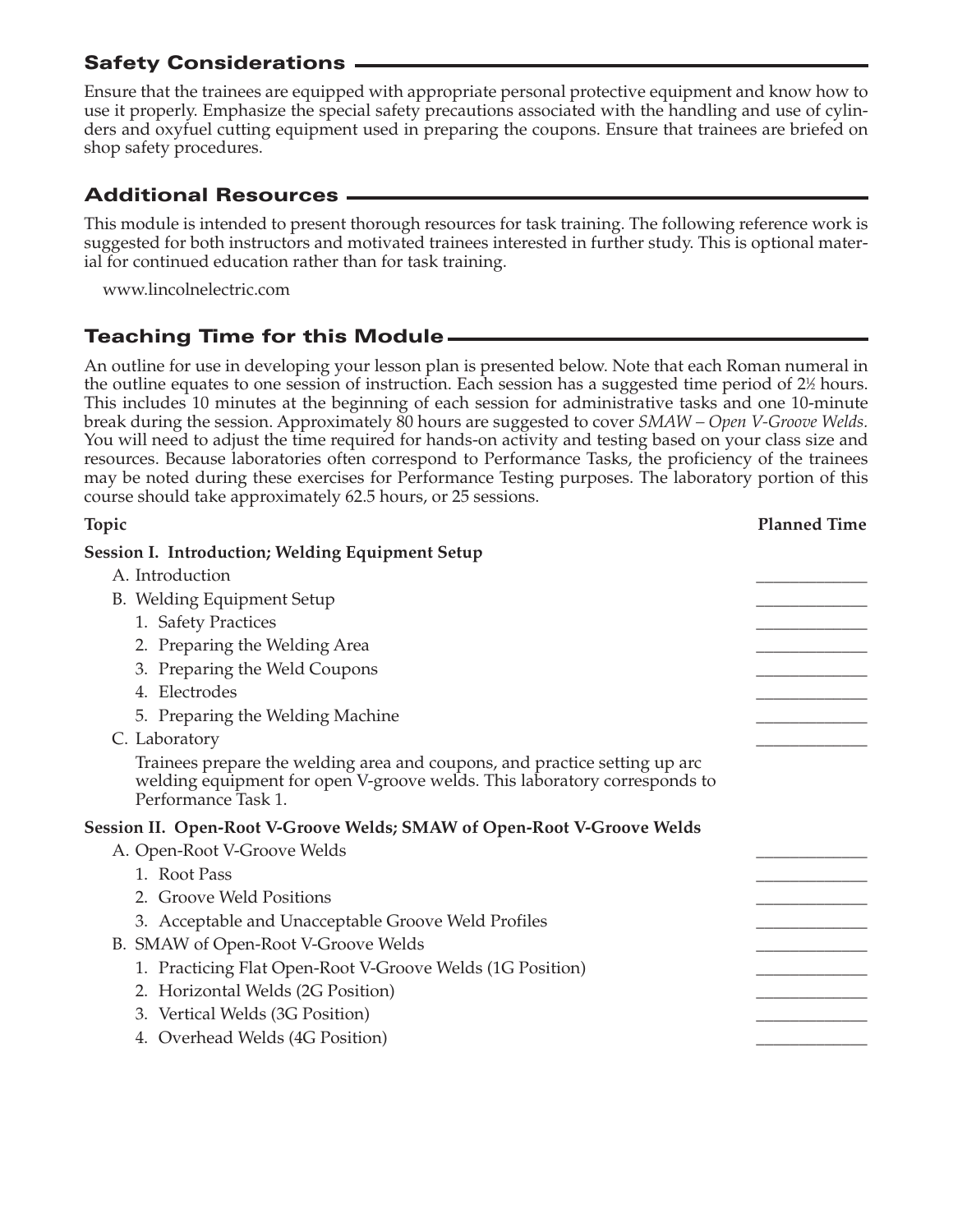## Safety Considerations

Ensure that the trainees are equipped with appropriate personal protective equipment and know how to use it properly. Emphasize the special safety precautions associated with the handling and use of cylinders and oxyfuel cutting equipment used in preparing the coupons. Ensure that trainees are briefed on shop safety procedures.

## Additional Resources

This module is intended to present thorough resources for task training. The following reference work is suggested for both instructors and motivated trainees interested in further study. This is optional material for continued education rather than for task training.

www.lincolnelectric.com

## Teaching Time for this Module

An outline for use in developing your lesson plan is presented below. Note that each Roman numeral in the outline equates to one session of instruction. Each session has a suggested time period of 2½ hours. This includes 10 minutes at the beginning of each session for administrative tasks and one 10-minute break during the session. Approximately 80 hours are suggested to cover *SMAW – Open V-Groove Welds*. You will need to adjust the time required for hands-on activity and testing based on your class size and resources. Because laboratories often correspond to Performance Tasks, the proficiency of the trainees may be noted during these exercises for Performance Testing purposes. The laboratory portion of this course should take approximately 62.5 hours, or 25 sessions.

| Topic | Planned Time |
|---|---|
| **Session I. Introduction; Welding Equipment Setup** | |
| A. Introduction | _____________ |
| B. Welding Equipment Setup | _____________ |
| 1. Safety Practices | _____________ |
| 2. Preparing the Welding Area | _____________ |
| 3. Preparing the Weld Coupons | _____________ |
| 4. Electrodes | _____________ |
| 5. Preparing the Welding Machine | _____________ |
| C. Laboratory | _____________ |
| Trainees prepare the welding area and coupons, and practice setting up arc welding equipment for open V-groove welds. This laboratory corresponds to Performance Task 1. | |
| **Session II. Open-Root V-Groove Welds; SMAW of Open-Root V-Groove Welds** | |
| A. Open-Root V-Groove Welds | _____________ |
| 1. Root Pass | _____________ |
| 2. Groove Weld Positions | _____________ |
| 3. Acceptable and Unacceptable Groove Weld Profiles | _____________ |
| B. SMAW of Open-Root V-Groove Welds | _____________ |
| 1. Practicing Flat Open-Root V-Groove Welds (1G Position) | _____________ |
| 2. Horizontal Welds (2G Position) | _____________ |
| 3. Vertical Welds (3G Position) | _____________ |
| 4. Overhead Welds (4G Position) | _____________ |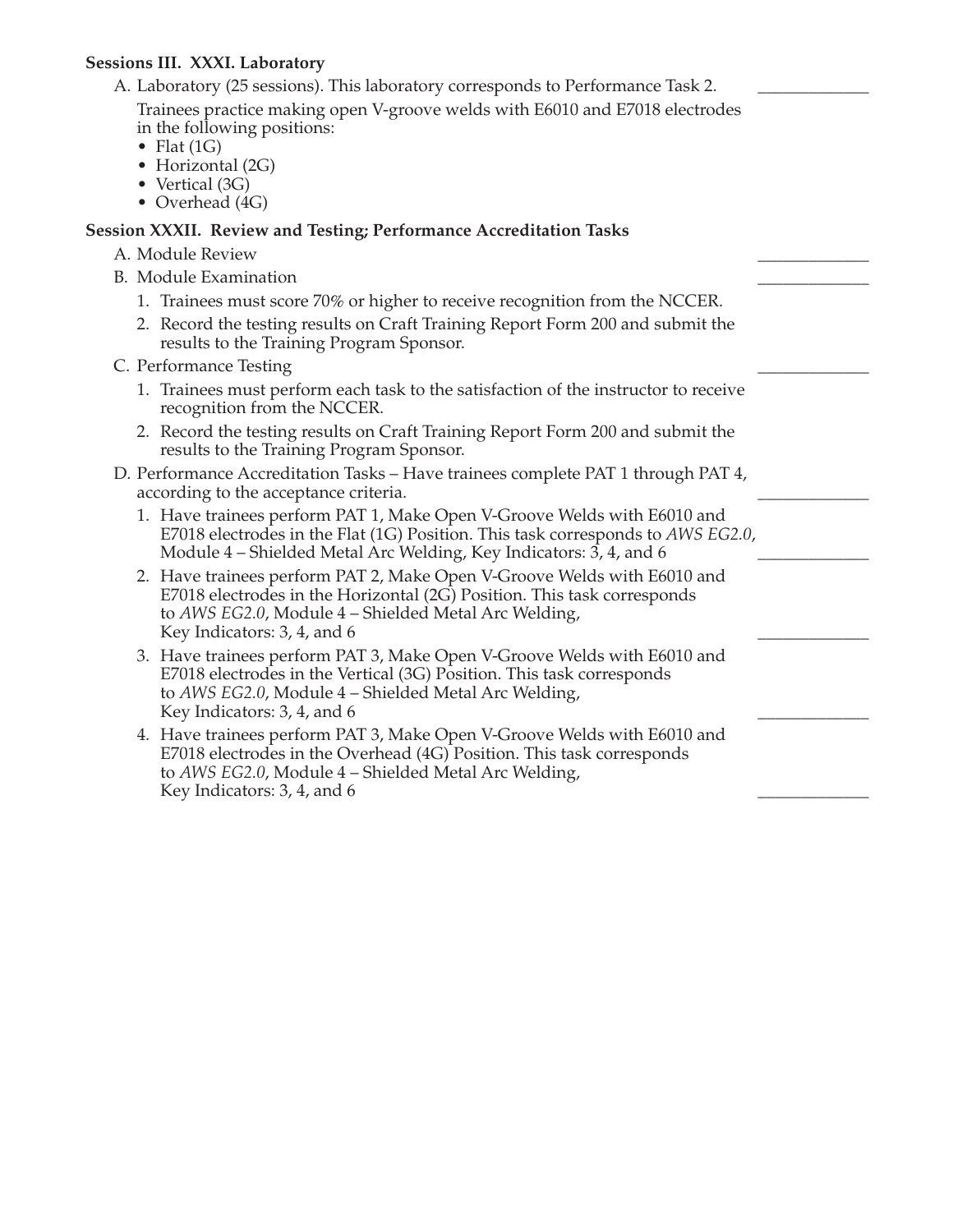**Sessions III. XXXI. Laboratory**

A. Laboratory (25 sessions). This laboratory corresponds to Performance Task 2. \_\_\_\_\_\_\_\_\_\_\_\_

Trainees practice making open V-groove welds with E6010 and E7018 electrodes in the following positions:

- Flat (1G)
- Horizontal (2G)
- Vertical (3G)
- Overhead (4G)

**Session XXXII. Review and Testing; Performance Accreditation Tasks**

A. Module Review \_\_\_\_\_\_\_\_\_\_\_\_

B. Module Examination \_\_\_\_\_\_\_\_\_\_\_\_

1. Trainees must score 70% or higher to receive recognition from the NCCER.
2. Record the testing results on Craft Training Report Form 200 and submit the results to the Training Program Sponsor.

C. Performance Testing \_\_\_\_\_\_\_\_\_\_\_\_

1. Trainees must perform each task to the satisfaction of the instructor to receive recognition from the NCCER.
2. Record the testing results on Craft Training Report Form 200 and submit the results to the Training Program Sponsor.

D. Performance Accreditation Tasks – Have trainees complete PAT 1 through PAT 4, according to the acceptance criteria. \_\_\_\_\_\_\_\_\_\_\_\_

1. Have trainees perform PAT 1, Make Open V-Groove Welds with E6010 and E7018 electrodes in the Flat (1G) Position. This task corresponds to *AWS EG2.0*, Module 4 – Shielded Metal Arc Welding, Key Indicators: 3, 4, and 6 \_\_\_\_\_\_\_\_\_\_\_\_
2. Have trainees perform PAT 2, Make Open V-Groove Welds with E6010 and E7018 electrodes in the Horizontal (2G) Position. This task corresponds to *AWS EG2.0*, Module 4 – Shielded Metal Arc Welding, Key Indicators: 3, 4, and 6 \_\_\_\_\_\_\_\_\_\_\_\_
3. Have trainees perform PAT 3, Make Open V-Groove Welds with E6010 and E7018 electrodes in the Vertical (3G) Position. This task corresponds to *AWS EG2.0*, Module 4 – Shielded Metal Arc Welding, Key Indicators: 3, 4, and 6 \_\_\_\_\_\_\_\_\_\_\_\_
4. Have trainees perform PAT 3, Make Open V-Groove Welds with E6010 and E7018 electrodes in the Overhead (4G) Position. This task corresponds to *AWS EG2.0*, Module 4 – Shielded Metal Arc Welding, Key Indicators: 3, 4, and 6 \_\_\_\_\_\_\_\_\_\_\_\_